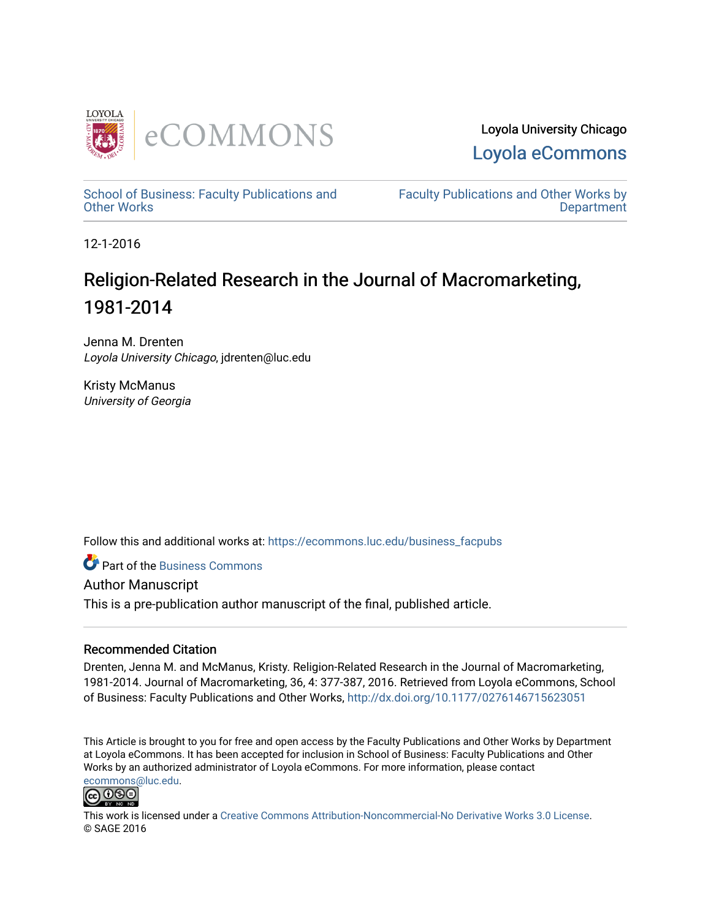Loyola University Chicago
Loyola eCommons

School of Business: Faculty Publications and Other Works

Faculty Publications and Other Works by Department

12-1-2016

# Religion-Related Research in the Journal of Macromarketing, 1981-2014

Jenna M. Drenten
*Loyola University Chicago*, jdrenten@luc.edu

Kristy McManus
*University of Georgia*

Follow this and additional works at: https://ecommons.luc.edu/business_facpubs

Part of the Business Commons

Author Manuscript

This is a pre-publication author manuscript of the final, published article.

### Recommended Citation

Drenten, Jenna M. and McManus, Kristy. Religion-Related Research in the Journal of Macromarketing, 1981-2014. Journal of Macromarketing, 36, 4: 377-387, 2016. Retrieved from Loyola eCommons, School of Business: Faculty Publications and Other Works, http://dx.doi.org/10.1177/0276146715623051

This Article is brought to you for free and open access by the Faculty Publications and Other Works by Department at Loyola eCommons. It has been accepted for inclusion in School of Business: Faculty Publications and Other Works by an authorized administrator of Loyola eCommons. For more information, please contact ecommons@luc.edu.

This work is licensed under a Creative Commons Attribution-Noncommercial-No Derivative Works 3.0 License.
© SAGE 2016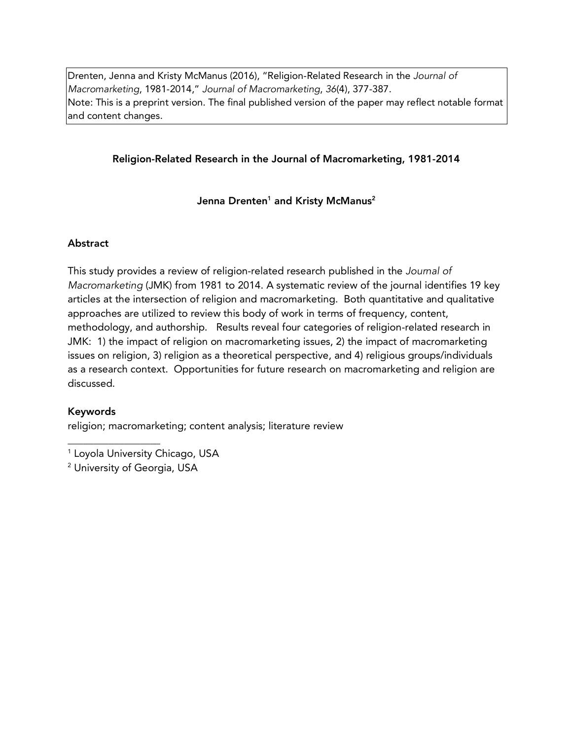Drenten, Jenna and Kristy McManus (2016), "Religion-Related Research in the *Journal of Macromarketing*, 1981-2014," *Journal of Macromarketing*, *36*(4), 377-387.
Note: This is a preprint version. The final published version of the paper may reflect notable format and content changes.

# Religion-Related Research in the Journal of Macromarketing, 1981-2014

**Jenna Drenten[1] and Kristy McManus[2]**

## Abstract

This study provides a review of religion-related research published in the *Journal of Macromarketing* (JMK) from 1981 to 2014. A systematic review of the journal identifies 19 key articles at the intersection of religion and macromarketing. Both quantitative and qualitative approaches are utilized to review this body of work in terms of frequency, content, methodology, and authorship. Results reveal four categories of religion-related research in JMK: 1) the impact of religion on macromarketing issues, 2) the impact of macromarketing issues on religion, 3) religion as a theoretical perspective, and 4) religious groups/individuals as a research context. Opportunities for future research on macromarketing and religion are discussed.

## Keywords

religion; macromarketing; content analysis; literature review

---

[1] Loyola University Chicago, USA

[2] University of Georgia, USA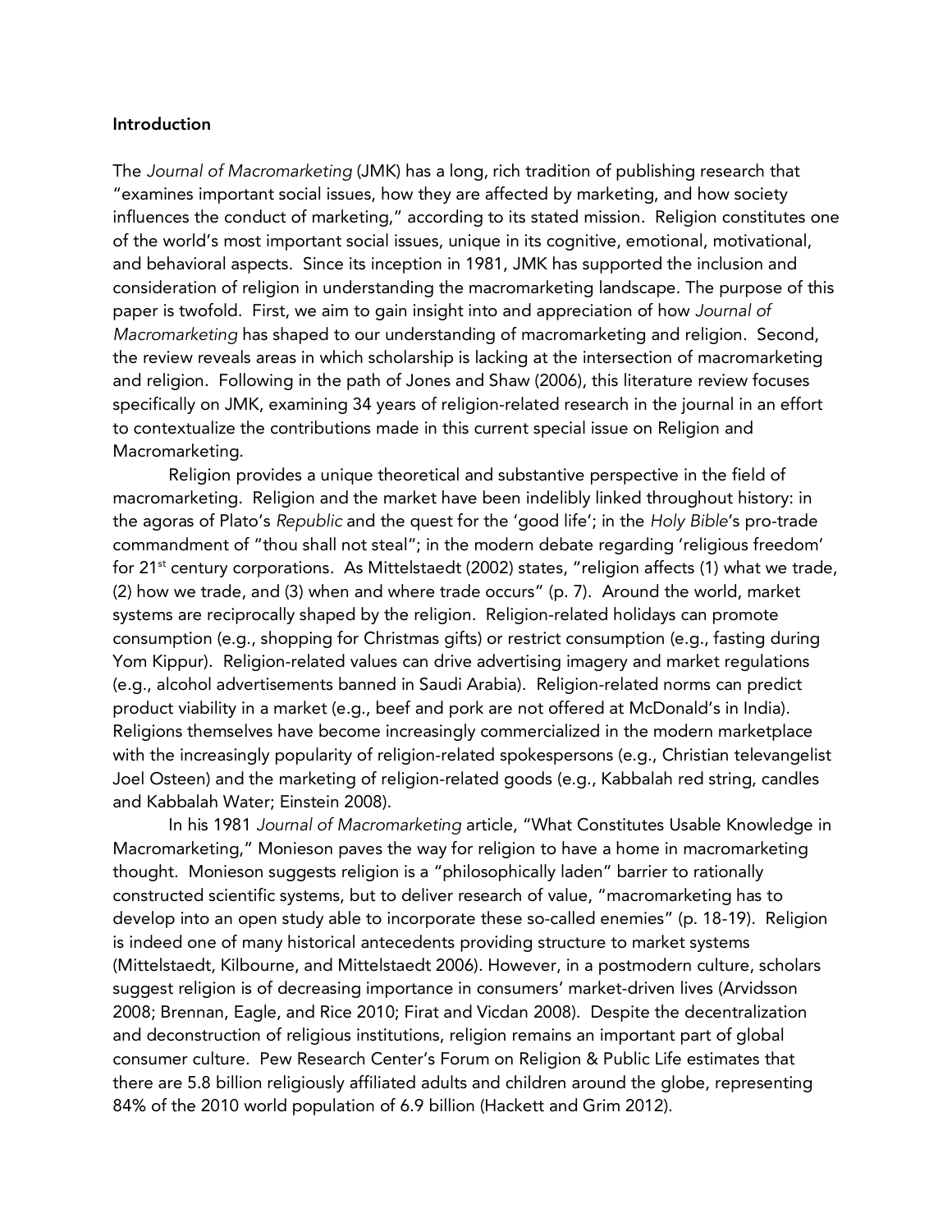**Introduction**

The *Journal of Macromarketing* (JMK) has a long, rich tradition of publishing research that "examines important social issues, how they are affected by marketing, and how society influences the conduct of marketing," according to its stated mission. Religion constitutes one of the world's most important social issues, unique in its cognitive, emotional, motivational, and behavioral aspects. Since its inception in 1981, JMK has supported the inclusion and consideration of religion in understanding the macromarketing landscape. The purpose of this paper is twofold. First, we aim to gain insight into and appreciation of how *Journal of Macromarketing* has shaped to our understanding of macromarketing and religion. Second, the review reveals areas in which scholarship is lacking at the intersection of macromarketing and religion. Following in the path of Jones and Shaw (2006), this literature review focuses specifically on JMK, examining 34 years of religion-related research in the journal in an effort to contextualize the contributions made in this current special issue on Religion and Macromarketing.

Religion provides a unique theoretical and substantive perspective in the field of macromarketing. Religion and the market have been indelibly linked throughout history: in the agoras of Plato's *Republic* and the quest for the 'good life'; in the *Holy Bible*'s pro-trade commandment of "thou shall not steal"; in the modern debate regarding 'religious freedom' for 21st century corporations. As Mittelstaedt (2002) states, "religion affects (1) what we trade, (2) how we trade, and (3) when and where trade occurs" (p. 7). Around the world, market systems are reciprocally shaped by the religion. Religion-related holidays can promote consumption (e.g., shopping for Christmas gifts) or restrict consumption (e.g., fasting during Yom Kippur). Religion-related values can drive advertising imagery and market regulations (e.g., alcohol advertisements banned in Saudi Arabia). Religion-related norms can predict product viability in a market (e.g., beef and pork are not offered at McDonald's in India). Religions themselves have become increasingly commercialized in the modern marketplace with the increasingly popularity of religion-related spokespersons (e.g., Christian televangelist Joel Osteen) and the marketing of religion-related goods (e.g., Kabbalah red string, candles and Kabbalah Water; Einstein 2008).

In his 1981 *Journal of Macromarketing* article, "What Constitutes Usable Knowledge in Macromarketing," Monieson paves the way for religion to have a home in macromarketing thought. Monieson suggests religion is a "philosophically laden" barrier to rationally constructed scientific systems, but to deliver research of value, "macromarketing has to develop into an open study able to incorporate these so-called enemies" (p. 18-19). Religion is indeed one of many historical antecedents providing structure to market systems (Mittelstaedt, Kilbourne, and Mittelstaedt 2006). However, in a postmodern culture, scholars suggest religion is of decreasing importance in consumers' market-driven lives (Arvidsson 2008; Brennan, Eagle, and Rice 2010; Firat and Vicdan 2008). Despite the decentralization and deconstruction of religious institutions, religion remains an important part of global consumer culture. Pew Research Center's Forum on Religion & Public Life estimates that there are 5.8 billion religiously affiliated adults and children around the globe, representing 84% of the 2010 world population of 6.9 billion (Hackett and Grim 2012).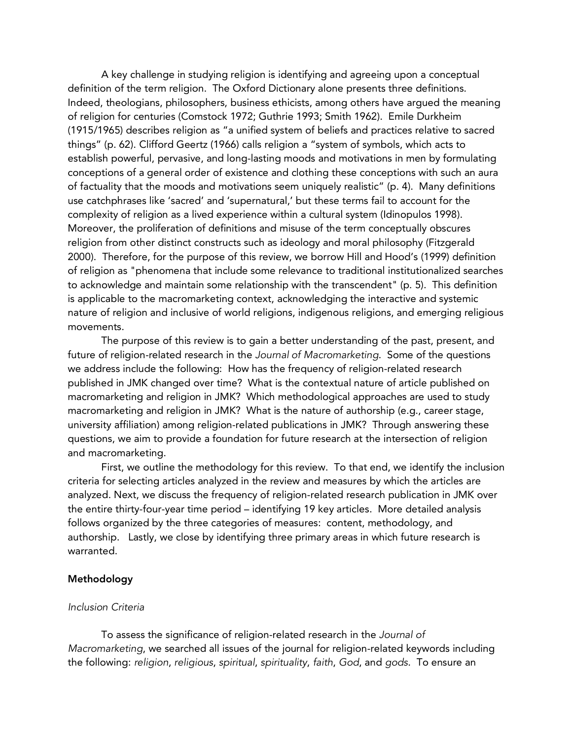A key challenge in studying religion is identifying and agreeing upon a conceptual definition of the term religion. The Oxford Dictionary alone presents three definitions. Indeed, theologians, philosophers, business ethicists, among others have argued the meaning of religion for centuries (Comstock 1972; Guthrie 1993; Smith 1962). Emile Durkheim (1915/1965) describes religion as "a unified system of beliefs and practices relative to sacred things" (p. 62). Clifford Geertz (1966) calls religion a "system of symbols, which acts to establish powerful, pervasive, and long-lasting moods and motivations in men by formulating conceptions of a general order of existence and clothing these conceptions with such an aura of factuality that the moods and motivations seem uniquely realistic" (p. 4). Many definitions use catchphrases like 'sacred' and 'supernatural,' but these terms fail to account for the complexity of religion as a lived experience within a cultural system (Idinopulos 1998). Moreover, the proliferation of definitions and misuse of the term conceptually obscures religion from other distinct constructs such as ideology and moral philosophy (Fitzgerald 2000). Therefore, for the purpose of this review, we borrow Hill and Hood's (1999) definition of religion as "phenomena that include some relevance to traditional institutionalized searches to acknowledge and maintain some relationship with the transcendent" (p. 5). This definition is applicable to the macromarketing context, acknowledging the interactive and systemic nature of religion and inclusive of world religions, indigenous religions, and emerging religious movements.

The purpose of this review is to gain a better understanding of the past, present, and future of religion-related research in the *Journal of Macromarketing*. Some of the questions we address include the following: How has the frequency of religion-related research published in JMK changed over time? What is the contextual nature of article published on macromarketing and religion in JMK? Which methodological approaches are used to study macromarketing and religion in JMK? What is the nature of authorship (e.g., career stage, university affiliation) among religion-related publications in JMK? Through answering these questions, we aim to provide a foundation for future research at the intersection of religion and macromarketing.

First, we outline the methodology for this review. To that end, we identify the inclusion criteria for selecting articles analyzed in the review and measures by which the articles are analyzed. Next, we discuss the frequency of religion-related research publication in JMK over the entire thirty-four-year time period – identifying 19 key articles. More detailed analysis follows organized by the three categories of measures: content, methodology, and authorship. Lastly, we close by identifying three primary areas in which future research is warranted.

## Methodology

### *Inclusion Criteria*

To assess the significance of religion-related research in the *Journal of Macromarketing*, we searched all issues of the journal for religion-related keywords including the following: *religion*, *religious*, *spiritual*, *spirituality*, *faith*, *God*, and *gods*. To ensure an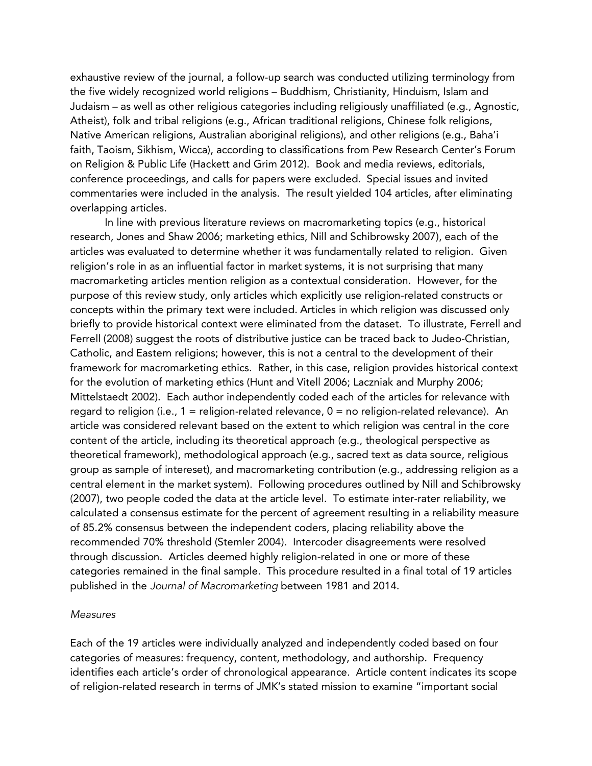exhaustive review of the journal, a follow-up search was conducted utilizing terminology from the five widely recognized world religions – Buddhism, Christianity, Hinduism, Islam and Judaism – as well as other religious categories including religiously unaffiliated (e.g., Agnostic, Atheist), folk and tribal religions (e.g., African traditional religions, Chinese folk religions, Native American religions, Australian aboriginal religions), and other religions (e.g., Baha'i faith, Taoism, Sikhism, Wicca), according to classifications from Pew Research Center's Forum on Religion & Public Life (Hackett and Grim 2012). Book and media reviews, editorials, conference proceedings, and calls for papers were excluded. Special issues and invited commentaries were included in the analysis. The result yielded 104 articles, after eliminating overlapping articles.

In line with previous literature reviews on macromarketing topics (e.g., historical research, Jones and Shaw 2006; marketing ethics, Nill and Schibrowsky 2007), each of the articles was evaluated to determine whether it was fundamentally related to religion. Given religion's role in as an influential factor in market systems, it is not surprising that many macromarketing articles mention religion as a contextual consideration. However, for the purpose of this review study, only articles which explicitly use religion-related constructs or concepts within the primary text were included. Articles in which religion was discussed only briefly to provide historical context were eliminated from the dataset. To illustrate, Ferrell and Ferrell (2008) suggest the roots of distributive justice can be traced back to Judeo-Christian, Catholic, and Eastern religions; however, this is not a central to the development of their framework for macromarketing ethics. Rather, in this case, religion provides historical context for the evolution of marketing ethics (Hunt and Vitell 2006; Laczniak and Murphy 2006; Mittelstaedt 2002). Each author independently coded each of the articles for relevance with regard to religion (i.e., 1 = religion-related relevance, 0 = no religion-related relevance). An article was considered relevant based on the extent to which religion was central in the core content of the article, including its theoretical approach (e.g., theological perspective as theoretical framework), methodological approach (e.g., sacred text as data source, religious group as sample of intereset), and macromarketing contribution (e.g., addressing religion as a central element in the market system). Following procedures outlined by Nill and Schibrowsky (2007), two people coded the data at the article level. To estimate inter-rater reliability, we calculated a consensus estimate for the percent of agreement resulting in a reliability measure of 85.2% consensus between the independent coders, placing reliability above the recommended 70% threshold (Stemler 2004). Intercoder disagreements were resolved through discussion. Articles deemed highly religion-related in one or more of these categories remained in the final sample. This procedure resulted in a final total of 19 articles published in the *Journal of Macromarketing* between 1981 and 2014.

*Measures*

Each of the 19 articles were individually analyzed and independently coded based on four categories of measures: frequency, content, methodology, and authorship. Frequency identifies each article's order of chronological appearance. Article content indicates its scope of religion-related research in terms of JMK's stated mission to examine "important social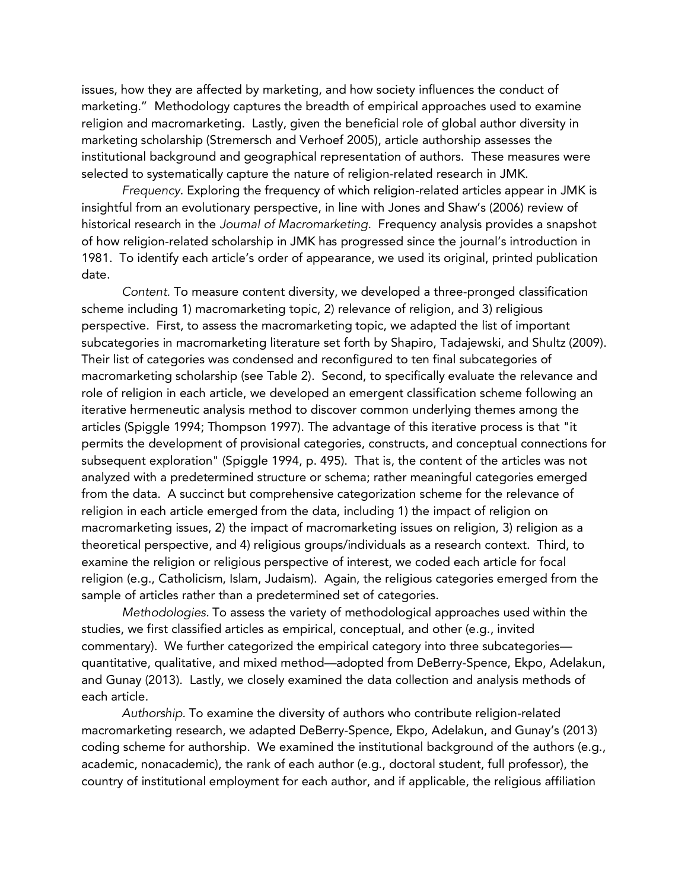issues, how they are affected by marketing, and how society influences the conduct of marketing." Methodology captures the breadth of empirical approaches used to examine religion and macromarketing. Lastly, given the beneficial role of global author diversity in marketing scholarship (Stremersch and Verhoef 2005), article authorship assesses the institutional background and geographical representation of authors. These measures were selected to systematically capture the nature of religion-related research in JMK.

*Frequency*. Exploring the frequency of which religion-related articles appear in JMK is insightful from an evolutionary perspective, in line with Jones and Shaw's (2006) review of historical research in the *Journal of Macromarketing*. Frequency analysis provides a snapshot of how religion-related scholarship in JMK has progressed since the journal's introduction in 1981. To identify each article's order of appearance, we used its original, printed publication date.

*Content*. To measure content diversity, we developed a three-pronged classification scheme including 1) macromarketing topic, 2) relevance of religion, and 3) religious perspective. First, to assess the macromarketing topic, we adapted the list of important subcategories in macromarketing literature set forth by Shapiro, Tadajewski, and Shultz (2009). Their list of categories was condensed and reconfigured to ten final subcategories of macromarketing scholarship (see Table 2). Second, to specifically evaluate the relevance and role of religion in each article, we developed an emergent classification scheme following an iterative hermeneutic analysis method to discover common underlying themes among the articles (Spiggle 1994; Thompson 1997). The advantage of this iterative process is that "it permits the development of provisional categories, constructs, and conceptual connections for subsequent exploration" (Spiggle 1994, p. 495). That is, the content of the articles was not analyzed with a predetermined structure or schema; rather meaningful categories emerged from the data. A succinct but comprehensive categorization scheme for the relevance of religion in each article emerged from the data, including 1) the impact of religion on macromarketing issues, 2) the impact of macromarketing issues on religion, 3) religion as a theoretical perspective, and 4) religious groups/individuals as a research context. Third, to examine the religion or religious perspective of interest, we coded each article for focal religion (e.g., Catholicism, Islam, Judaism). Again, the religious categories emerged from the sample of articles rather than a predetermined set of categories.

*Methodologies*. To assess the variety of methodological approaches used within the studies, we first classified articles as empirical, conceptual, and other (e.g., invited commentary). We further categorized the empirical category into three subcategories—quantitative, qualitative, and mixed method—adopted from DeBerry-Spence, Ekpo, Adelakun, and Gunay (2013). Lastly, we closely examined the data collection and analysis methods of each article.

*Authorship*. To examine the diversity of authors who contribute religion-related macromarketing research, we adapted DeBerry-Spence, Ekpo, Adelakun, and Gunay's (2013) coding scheme for authorship. We examined the institutional background of the authors (e.g., academic, nonacademic), the rank of each author (e.g., doctoral student, full professor), the country of institutional employment for each author, and if applicable, the religious affiliation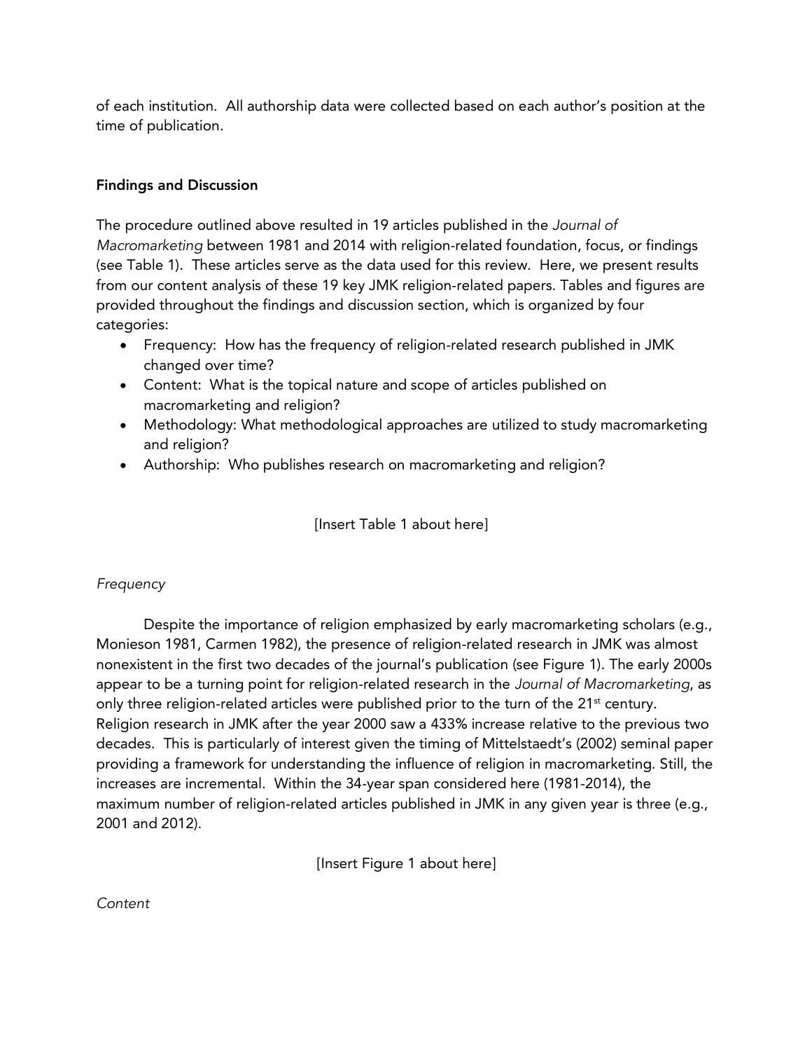of each institution. All authorship data were collected based on each author's position at the time of publication.

**Findings and Discussion**

The procedure outlined above resulted in 19 articles published in the *Journal of Macromarketing* between 1981 and 2014 with religion-related foundation, focus, or findings (see Table 1). These articles serve as the data used for this review. Here, we present results from our content analysis of these 19 key JMK religion-related papers. Tables and figures are provided throughout the findings and discussion section, which is organized by four categories:

- Frequency: How has the frequency of religion-related research published in JMK changed over time?
- Content: What is the topical nature and scope of articles published on macromarketing and religion?
- Methodology: What methodological approaches are utilized to study macromarketing and religion?
- Authorship: Who publishes research on macromarketing and religion?

[Insert Table 1 about here]

*Frequency*

Despite the importance of religion emphasized by early macromarketing scholars (e.g., Monieson 1981, Carmen 1982), the presence of religion-related research in JMK was almost nonexistent in the first two decades of the journal's publication (see Figure 1). The early 2000s appear to be a turning point for religion-related research in the *Journal of Macromarketing*, as only three religion-related articles were published prior to the turn of the 21st century. Religion research in JMK after the year 2000 saw a 433% increase relative to the previous two decades. This is particularly of interest given the timing of Mittelstaedt's (2002) seminal paper providing a framework for understanding the influence of religion in macromarketing. Still, the increases are incremental. Within the 34-year span considered here (1981-2014), the maximum number of religion-related articles published in JMK in any given year is three (e.g., 2001 and 2012).

[Insert Figure 1 about here]

*Content*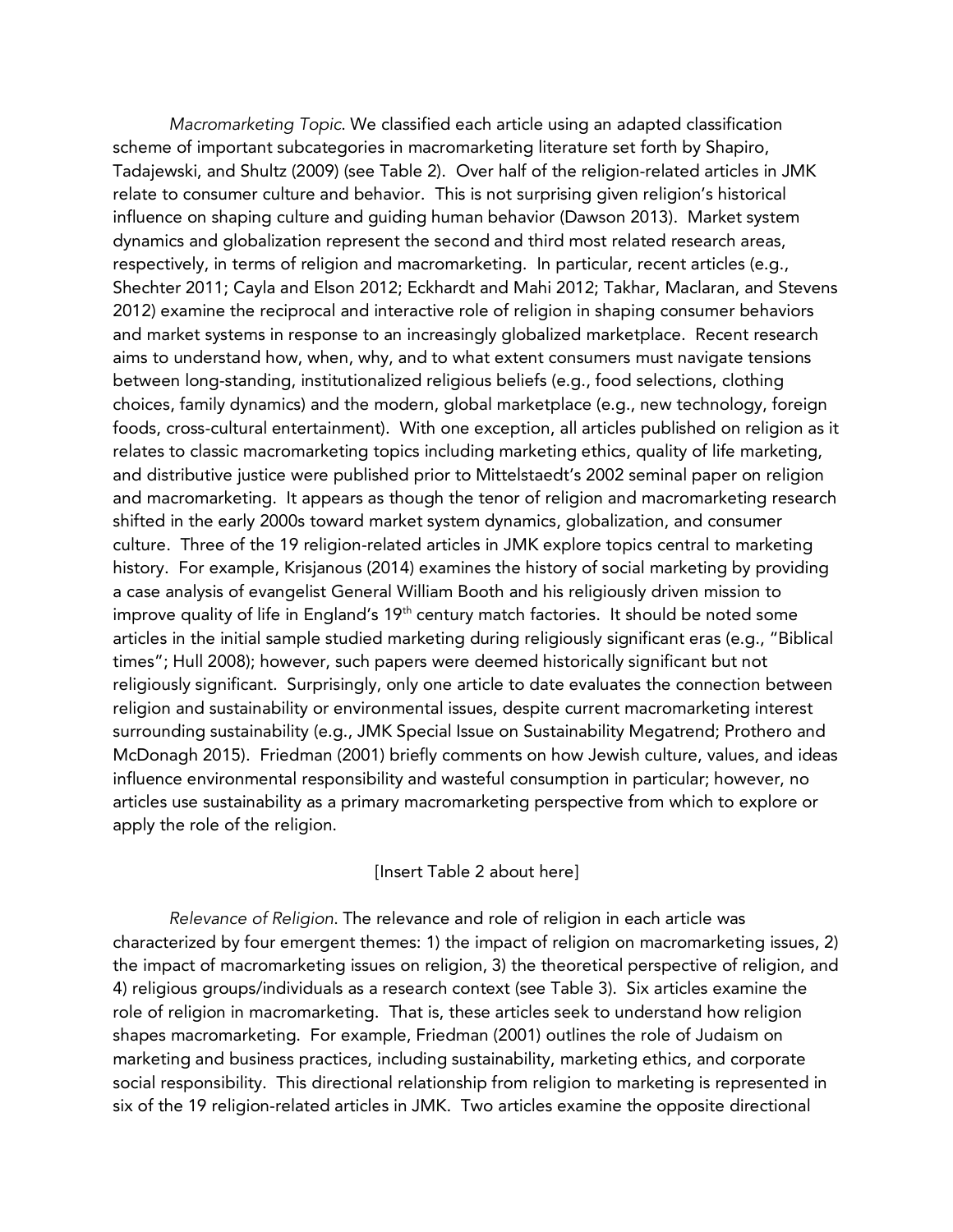*Macromarketing Topic*. We classified each article using an adapted classification scheme of important subcategories in macromarketing literature set forth by Shapiro, Tadajewski, and Shultz (2009) (see Table 2). Over half of the religion-related articles in JMK relate to consumer culture and behavior. This is not surprising given religion's historical influence on shaping culture and guiding human behavior (Dawson 2013). Market system dynamics and globalization represent the second and third most related research areas, respectively, in terms of religion and macromarketing. In particular, recent articles (e.g., Shechter 2011; Cayla and Elson 2012; Eckhardt and Mahi 2012; Takhar, Maclaran, and Stevens 2012) examine the reciprocal and interactive role of religion in shaping consumer behaviors and market systems in response to an increasingly globalized marketplace. Recent research aims to understand how, when, why, and to what extent consumers must navigate tensions between long-standing, institutionalized religious beliefs (e.g., food selections, clothing choices, family dynamics) and the modern, global marketplace (e.g., new technology, foreign foods, cross-cultural entertainment). With one exception, all articles published on religion as it relates to classic macromarketing topics including marketing ethics, quality of life marketing, and distributive justice were published prior to Mittelstaedt's 2002 seminal paper on religion and macromarketing. It appears as though the tenor of religion and macromarketing research shifted in the early 2000s toward market system dynamics, globalization, and consumer culture. Three of the 19 religion-related articles in JMK explore topics central to marketing history. For example, Krisjanous (2014) examines the history of social marketing by providing a case analysis of evangelist General William Booth and his religiously driven mission to improve quality of life in England's 19th century match factories. It should be noted some articles in the initial sample studied marketing during religiously significant eras (e.g., "Biblical times"; Hull 2008); however, such papers were deemed historically significant but not religiously significant. Surprisingly, only one article to date evaluates the connection between religion and sustainability or environmental issues, despite current macromarketing interest surrounding sustainability (e.g., JMK Special Issue on Sustainability Megatrend; Prothero and McDonagh 2015). Friedman (2001) briefly comments on how Jewish culture, values, and ideas influence environmental responsibility and wasteful consumption in particular; however, no articles use sustainability as a primary macromarketing perspective from which to explore or apply the role of the religion.

[Insert Table 2 about here]

*Relevance of Religion*. The relevance and role of religion in each article was characterized by four emergent themes: 1) the impact of religion on macromarketing issues, 2) the impact of macromarketing issues on religion, 3) the theoretical perspective of religion, and 4) religious groups/individuals as a research context (see Table 3). Six articles examine the role of religion in macromarketing. That is, these articles seek to understand how religion shapes macromarketing. For example, Friedman (2001) outlines the role of Judaism on marketing and business practices, including sustainability, marketing ethics, and corporate social responsibility. This directional relationship from religion to marketing is represented in six of the 19 religion-related articles in JMK. Two articles examine the opposite directional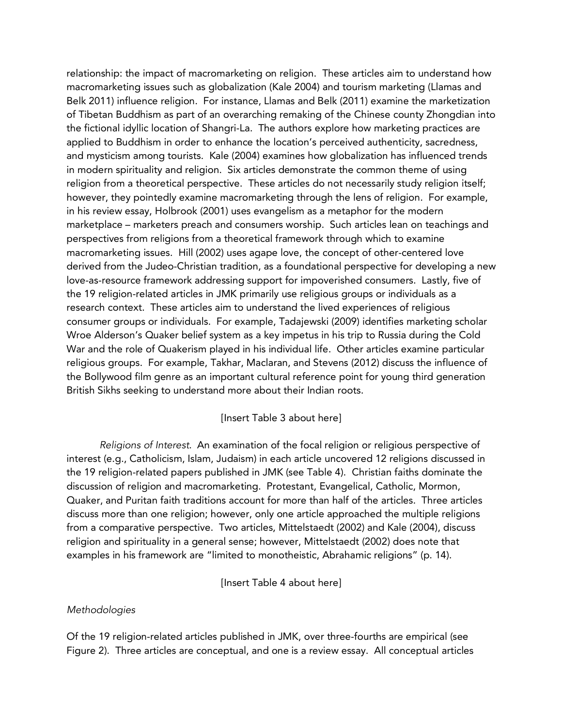relationship: the impact of macromarketing on religion. These articles aim to understand how macromarketing issues such as globalization (Kale 2004) and tourism marketing (Llamas and Belk 2011) influence religion. For instance, Llamas and Belk (2011) examine the marketization of Tibetan Buddhism as part of an overarching remaking of the Chinese county Zhongdian into the fictional idyllic location of Shangri-La. The authors explore how marketing practices are applied to Buddhism in order to enhance the location's perceived authenticity, sacredness, and mysticism among tourists. Kale (2004) examines how globalization has influenced trends in modern spirituality and religion. Six articles demonstrate the common theme of using religion from a theoretical perspective. These articles do not necessarily study religion itself; however, they pointedly examine macromarketing through the lens of religion. For example, in his review essay, Holbrook (2001) uses evangelism as a metaphor for the modern marketplace – marketers preach and consumers worship. Such articles lean on teachings and perspectives from religions from a theoretical framework through which to examine macromarketing issues. Hill (2002) uses agape love, the concept of other-centered love derived from the Judeo-Christian tradition, as a foundational perspective for developing a new love-as-resource framework addressing support for impoverished consumers. Lastly, five of the 19 religion-related articles in JMK primarily use religious groups or individuals as a research context. These articles aim to understand the lived experiences of religious consumer groups or individuals. For example, Tadajewski (2009) identifies marketing scholar Wroe Alderson's Quaker belief system as a key impetus in his trip to Russia during the Cold War and the role of Quakerism played in his individual life. Other articles examine particular religious groups. For example, Takhar, Maclaran, and Stevens (2012) discuss the influence of the Bollywood film genre as an important cultural reference point for young third generation British Sikhs seeking to understand more about their Indian roots.

[Insert Table 3 about here]

*Religions of Interest*. An examination of the focal religion or religious perspective of interest (e.g., Catholicism, Islam, Judaism) in each article uncovered 12 religions discussed in the 19 religion-related papers published in JMK (see Table 4). Christian faiths dominate the discussion of religion and macromarketing. Protestant, Evangelical, Catholic, Mormon, Quaker, and Puritan faith traditions account for more than half of the articles. Three articles discuss more than one religion; however, only one article approached the multiple religions from a comparative perspective. Two articles, Mittelstaedt (2002) and Kale (2004), discuss religion and spirituality in a general sense; however, Mittelstaedt (2002) does note that examples in his framework are "limited to monotheistic, Abrahamic religions" (p. 14).

[Insert Table 4 about here]

*Methodologies*

Of the 19 religion-related articles published in JMK, over three-fourths are empirical (see Figure 2). Three articles are conceptual, and one is a review essay. All conceptual articles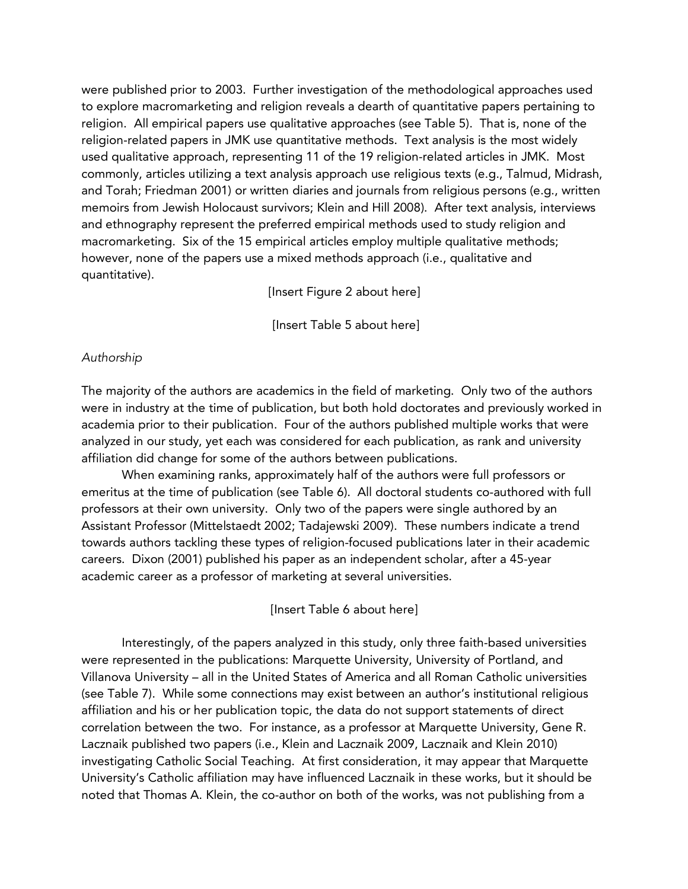were published prior to 2003. Further investigation of the methodological approaches used to explore macromarketing and religion reveals a dearth of quantitative papers pertaining to religion. All empirical papers use qualitative approaches (see Table 5). That is, none of the religion-related papers in JMK use quantitative methods. Text analysis is the most widely used qualitative approach, representing 11 of the 19 religion-related articles in JMK. Most commonly, articles utilizing a text analysis approach use religious texts (e.g., Talmud, Midrash, and Torah; Friedman 2001) or written diaries and journals from religious persons (e.g., written memoirs from Jewish Holocaust survivors; Klein and Hill 2008). After text analysis, interviews and ethnography represent the preferred empirical methods used to study religion and macromarketing. Six of the 15 empirical articles employ multiple qualitative methods; however, none of the papers use a mixed methods approach (i.e., qualitative and quantitative).

[Insert Figure 2 about here]

[Insert Table 5 about here]

*Authorship*

The majority of the authors are academics in the field of marketing. Only two of the authors were in industry at the time of publication, but both hold doctorates and previously worked in academia prior to their publication. Four of the authors published multiple works that were analyzed in our study, yet each was considered for each publication, as rank and university affiliation did change for some of the authors between publications.

When examining ranks, approximately half of the authors were full professors or emeritus at the time of publication (see Table 6). All doctoral students co-authored with full professors at their own university. Only two of the papers were single authored by an Assistant Professor (Mittelstaedt 2002; Tadajewski 2009). These numbers indicate a trend towards authors tackling these types of religion-focused publications later in their academic careers. Dixon (2001) published his paper as an independent scholar, after a 45-year academic career as a professor of marketing at several universities.

[Insert Table 6 about here]

Interestingly, of the papers analyzed in this study, only three faith-based universities were represented in the publications: Marquette University, University of Portland, and Villanova University – all in the United States of America and all Roman Catholic universities (see Table 7). While some connections may exist between an author's institutional religious affiliation and his or her publication topic, the data do not support statements of direct correlation between the two. For instance, as a professor at Marquette University, Gene R. Laczniak published two papers (i.e., Klein and Laczniak 2009, Laczniak and Klein 2010) investigating Catholic Social Teaching. At first consideration, it may appear that Marquette University's Catholic affiliation may have influenced Laczniak in these works, but it should be noted that Thomas A. Klein, the co-author on both of the works, was not publishing from a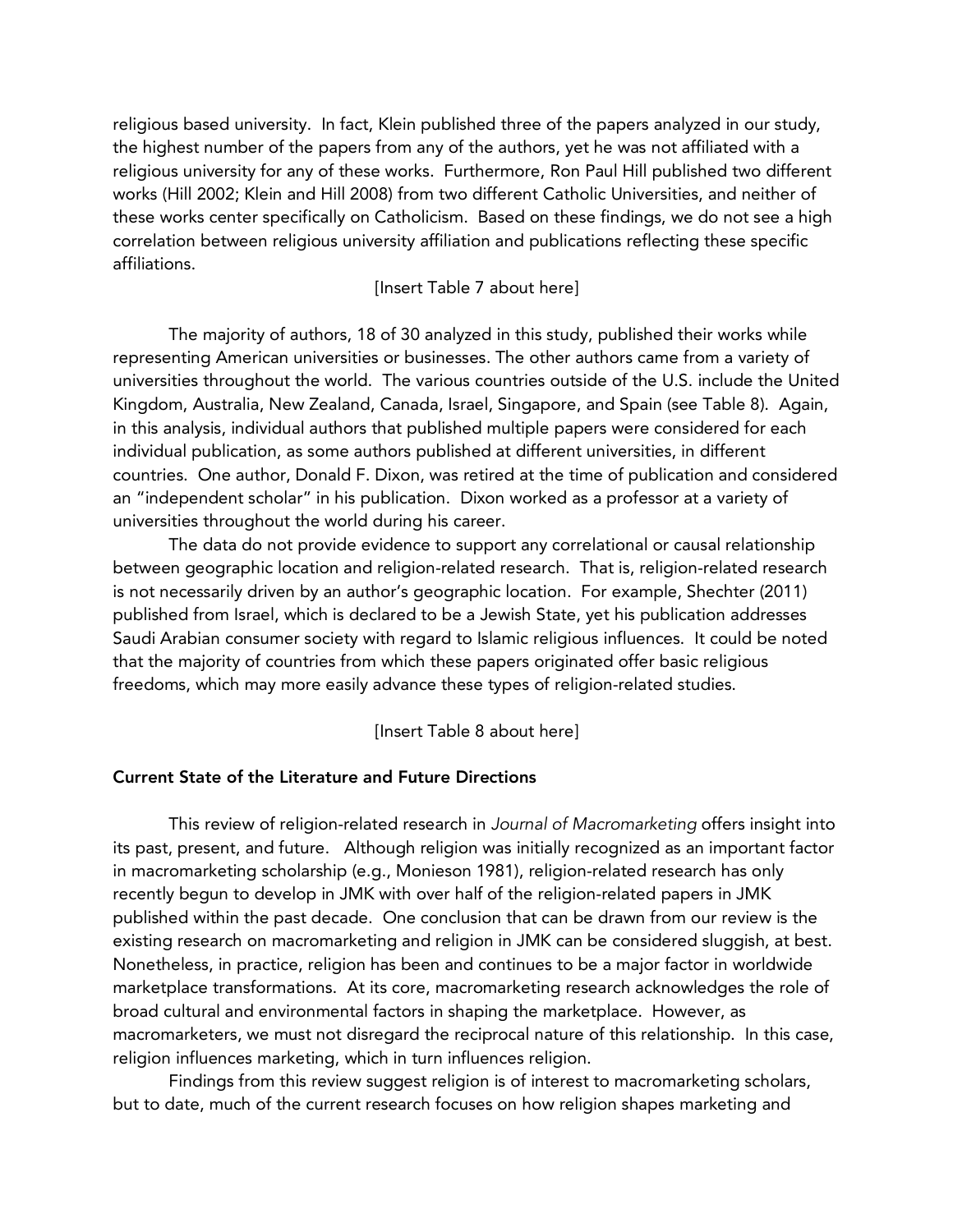religious based university. In fact, Klein published three of the papers analyzed in our study, the highest number of the papers from any of the authors, yet he was not affiliated with a religious university for any of these works. Furthermore, Ron Paul Hill published two different works (Hill 2002; Klein and Hill 2008) from two different Catholic Universities, and neither of these works center specifically on Catholicism. Based on these findings, we do not see a high correlation between religious university affiliation and publications reflecting these specific affiliations.

[Insert Table 7 about here]

The majority of authors, 18 of 30 analyzed in this study, published their works while representing American universities or businesses. The other authors came from a variety of universities throughout the world. The various countries outside of the U.S. include the United Kingdom, Australia, New Zealand, Canada, Israel, Singapore, and Spain (see Table 8). Again, in this analysis, individual authors that published multiple papers were considered for each individual publication, as some authors published at different universities, in different countries. One author, Donald F. Dixon, was retired at the time of publication and considered an "independent scholar" in his publication. Dixon worked as a professor at a variety of universities throughout the world during his career.

The data do not provide evidence to support any correlational or causal relationship between geographic location and religion-related research. That is, religion-related research is not necessarily driven by an author's geographic location. For example, Shechter (2011) published from Israel, which is declared to be a Jewish State, yet his publication addresses Saudi Arabian consumer society with regard to Islamic religious influences. It could be noted that the majority of countries from which these papers originated offer basic religious freedoms, which may more easily advance these types of religion-related studies.

[Insert Table 8 about here]

### Current State of the Literature and Future Directions

This review of religion-related research in *Journal of Macromarketing* offers insight into its past, present, and future. Although religion was initially recognized as an important factor in macromarketing scholarship (e.g., Monieson 1981), religion-related research has only recently begun to develop in JMK with over half of the religion-related papers in JMK published within the past decade. One conclusion that can be drawn from our review is the existing research on macromarketing and religion in JMK can be considered sluggish, at best. Nonetheless, in practice, religion has been and continues to be a major factor in worldwide marketplace transformations. At its core, macromarketing research acknowledges the role of broad cultural and environmental factors in shaping the marketplace. However, as macromarketers, we must not disregard the reciprocal nature of this relationship. In this case, religion influences marketing, which in turn influences religion.

Findings from this review suggest religion is of interest to macromarketing scholars, but to date, much of the current research focuses on how religion shapes marketing and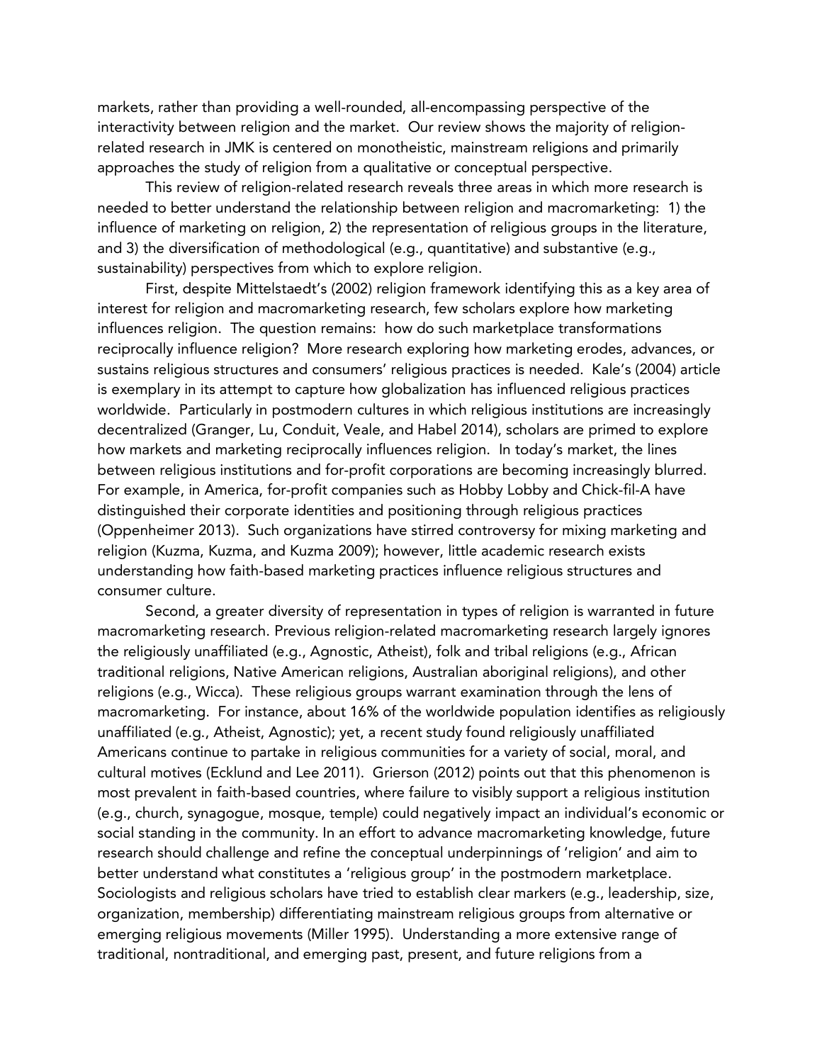markets, rather than providing a well-rounded, all-encompassing perspective of the interactivity between religion and the market. Our review shows the majority of religion-related research in JMK is centered on monotheistic, mainstream religions and primarily approaches the study of religion from a qualitative or conceptual perspective.

This review of religion-related research reveals three areas in which more research is needed to better understand the relationship between religion and macromarketing: 1) the influence of marketing on religion, 2) the representation of religious groups in the literature, and 3) the diversification of methodological (e.g., quantitative) and substantive (e.g., sustainability) perspectives from which to explore religion.

First, despite Mittelstaedt's (2002) religion framework identifying this as a key area of interest for religion and macromarketing research, few scholars explore how marketing influences religion. The question remains: how do such marketplace transformations reciprocally influence religion? More research exploring how marketing erodes, advances, or sustains religious structures and consumers' religious practices is needed. Kale's (2004) article is exemplary in its attempt to capture how globalization has influenced religious practices worldwide. Particularly in postmodern cultures in which religious institutions are increasingly decentralized (Granger, Lu, Conduit, Veale, and Habel 2014), scholars are primed to explore how markets and marketing reciprocally influences religion. In today's market, the lines between religious institutions and for-profit corporations are becoming increasingly blurred. For example, in America, for-profit companies such as Hobby Lobby and Chick-fil-A have distinguished their corporate identities and positioning through religious practices (Oppenheimer 2013). Such organizations have stirred controversy for mixing marketing and religion (Kuzma, Kuzma, and Kuzma 2009); however, little academic research exists understanding how faith-based marketing practices influence religious structures and consumer culture.

Second, a greater diversity of representation in types of religion is warranted in future macromarketing research. Previous religion-related macromarketing research largely ignores the religiously unaffiliated (e.g., Agnostic, Atheist), folk and tribal religions (e.g., African traditional religions, Native American religions, Australian aboriginal religions), and other religions (e.g., Wicca). These religious groups warrant examination through the lens of macromarketing. For instance, about 16% of the worldwide population identifies as religiously unaffiliated (e.g., Atheist, Agnostic); yet, a recent study found religiously unaffiliated Americans continue to partake in religious communities for a variety of social, moral, and cultural motives (Ecklund and Lee 2011). Grierson (2012) points out that this phenomenon is most prevalent in faith-based countries, where failure to visibly support a religious institution (e.g., church, synagogue, mosque, temple) could negatively impact an individual's economic or social standing in the community. In an effort to advance macromarketing knowledge, future research should challenge and refine the conceptual underpinnings of 'religion' and aim to better understand what constitutes a 'religious group' in the postmodern marketplace. Sociologists and religious scholars have tried to establish clear markers (e.g., leadership, size, organization, membership) differentiating mainstream religious groups from alternative or emerging religious movements (Miller 1995). Understanding a more extensive range of traditional, nontraditional, and emerging past, present, and future religions from a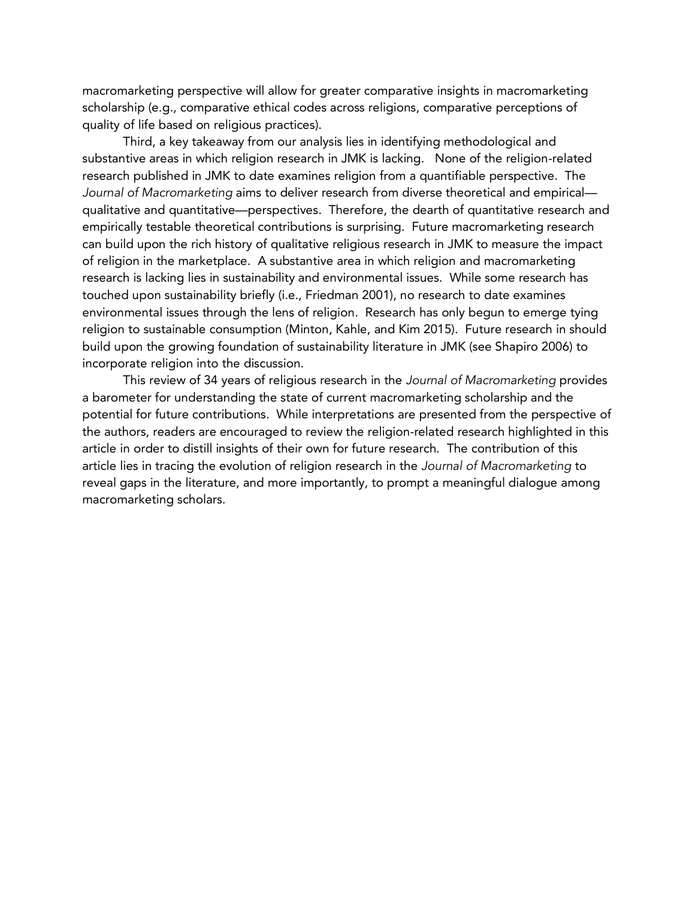macromarketing perspective will allow for greater comparative insights in macromarketing scholarship (e.g., comparative ethical codes across religions, comparative perceptions of quality of life based on religious practices).

Third, a key takeaway from our analysis lies in identifying methodological and substantive areas in which religion research in JMK is lacking. None of the religion-related research published in JMK to date examines religion from a quantifiable perspective. The *Journal of Macromarketing* aims to deliver research from diverse theoretical and empirical—qualitative and quantitative—perspectives. Therefore, the dearth of quantitative research and empirically testable theoretical contributions is surprising. Future macromarketing research can build upon the rich history of qualitative religious research in JMK to measure the impact of religion in the marketplace. A substantive area in which religion and macromarketing research is lacking lies in sustainability and environmental issues. While some research has touched upon sustainability briefly (i.e., Friedman 2001), no research to date examines environmental issues through the lens of religion. Research has only begun to emerge tying religion to sustainable consumption (Minton, Kahle, and Kim 2015). Future research in should build upon the growing foundation of sustainability literature in JMK (see Shapiro 2006) to incorporate religion into the discussion.

This review of 34 years of religious research in the *Journal of Macromarketing* provides a barometer for understanding the state of current macromarketing scholarship and the potential for future contributions. While interpretations are presented from the perspective of the authors, readers are encouraged to review the religion-related research highlighted in this article in order to distill insights of their own for future research. The contribution of this article lies in tracing the evolution of religion research in the *Journal of Macromarketing* to reveal gaps in the literature, and more importantly, to prompt a meaningful dialogue among macromarketing scholars.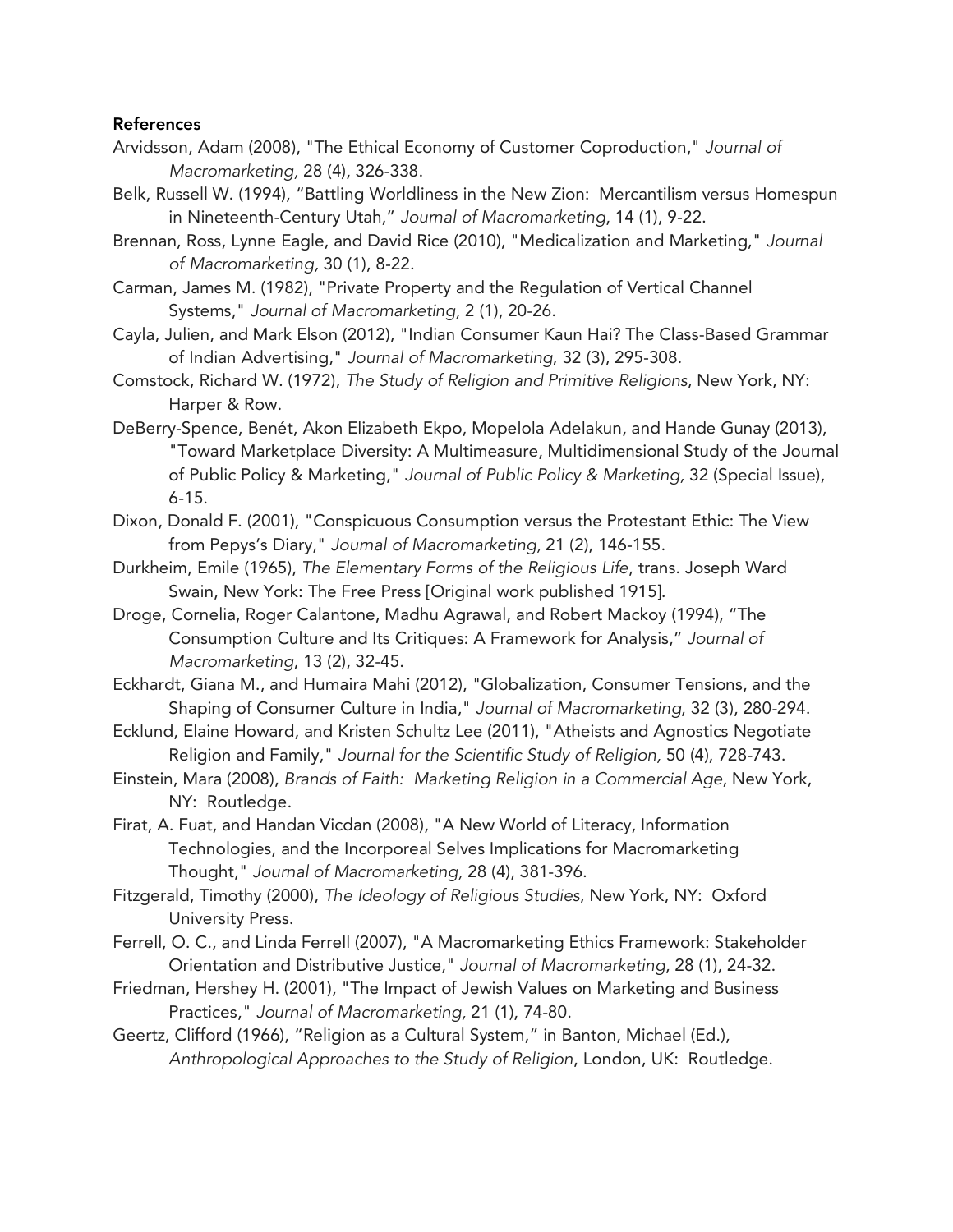**References**

Arvidsson, Adam (2008), "The Ethical Economy of Customer Coproduction," *Journal of Macromarketing,* 28 (4), 326-338.

Belk, Russell W. (1994), "Battling Worldliness in the New Zion: Mercantilism versus Homespun in Nineteenth-Century Utah," *Journal of Macromarketing*, 14 (1), 9-22.

Brennan, Ross, Lynne Eagle, and David Rice (2010), "Medicalization and Marketing," *Journal of Macromarketing,* 30 (1), 8-22.

Carman, James M. (1982), "Private Property and the Regulation of Vertical Channel Systems," *Journal of Macromarketing,* 2 (1), 20-26.

Cayla, Julien, and Mark Elson (2012), "Indian Consumer Kaun Hai? The Class-Based Grammar of Indian Advertising," *Journal of Macromarketing*, 32 (3), 295-308.

Comstock, Richard W. (1972), *The Study of Religion and Primitive Religions*, New York, NY: Harper & Row.

DeBerry-Spence, Benét, Akon Elizabeth Ekpo, Mopelola Adelakun, and Hande Gunay (2013), "Toward Marketplace Diversity: A Multimeasure, Multidimensional Study of the Journal of Public Policy & Marketing," *Journal of Public Policy & Marketing,* 32 (Special Issue), 6-15.

Dixon, Donald F. (2001), "Conspicuous Consumption versus the Protestant Ethic: The View from Pepys's Diary," *Journal of Macromarketing,* 21 (2), 146-155.

Durkheim, Emile (1965), *The Elementary Forms of the Religious Life*, trans. Joseph Ward Swain, New York: The Free Press [Original work published 1915].

Droge, Cornelia, Roger Calantone, Madhu Agrawal, and Robert Mackoy (1994), "The Consumption Culture and Its Critiques: A Framework for Analysis," *Journal of Macromarketing*, 13 (2), 32-45.

Eckhardt, Giana M., and Humaira Mahi (2012), "Globalization, Consumer Tensions, and the Shaping of Consumer Culture in India," *Journal of Macromarketing*, 32 (3), 280-294.

Ecklund, Elaine Howard, and Kristen Schultz Lee (2011), "Atheists and Agnostics Negotiate Religion and Family," *Journal for the Scientific Study of Religion,* 50 (4), 728-743.

Einstein, Mara (2008), *Brands of Faith: Marketing Religion in a Commercial Age*, New York, NY: Routledge.

Firat, A. Fuat, and Handan Vicdan (2008), "A New World of Literacy, Information Technologies, and the Incorporeal Selves Implications for Macromarketing Thought," *Journal of Macromarketing,* 28 (4), 381-396.

Fitzgerald, Timothy (2000), *The Ideology of Religious Studies*, New York, NY: Oxford University Press.

Ferrell, O. C., and Linda Ferrell (2007), "A Macromarketing Ethics Framework: Stakeholder Orientation and Distributive Justice," *Journal of Macromarketing*, 28 (1), 24-32.

Friedman, Hershey H. (2001), "The Impact of Jewish Values on Marketing and Business Practices," *Journal of Macromarketing,* 21 (1), 74-80.

Geertz, Clifford (1966), "Religion as a Cultural System," in Banton, Michael (Ed.), *Anthropological Approaches to the Study of Religion*, London, UK: Routledge.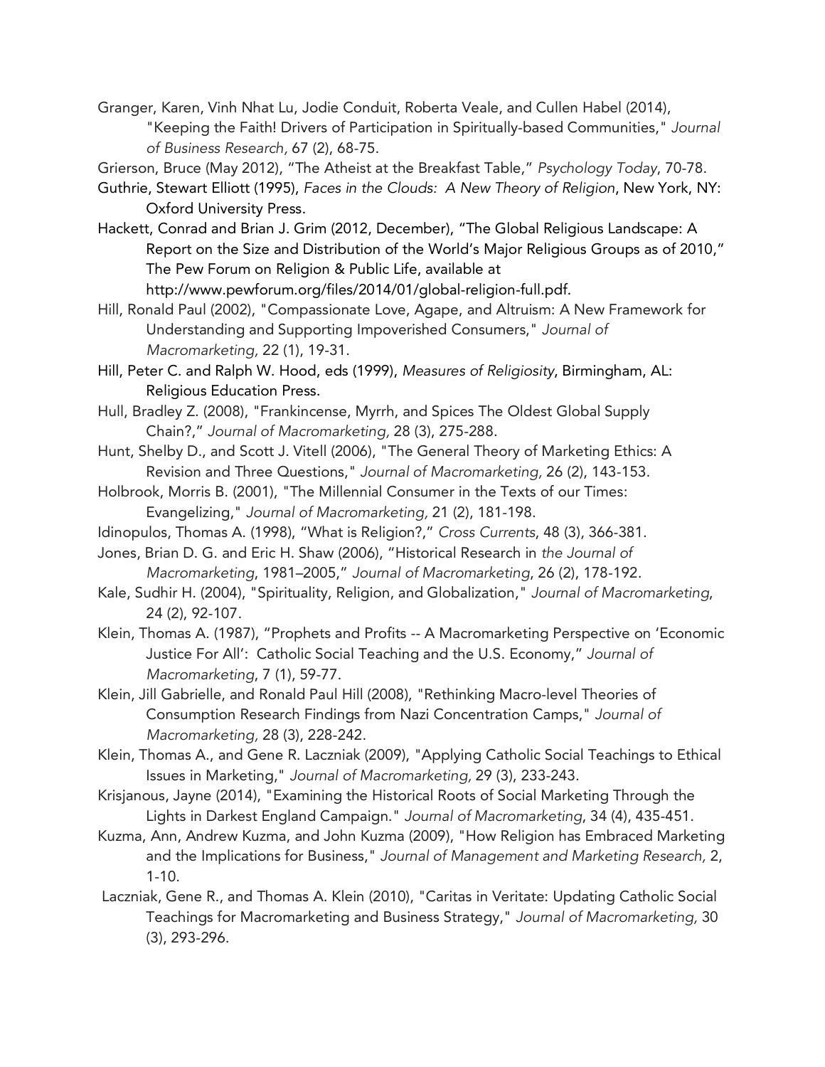Granger, Karen, Vinh Nhat Lu, Jodie Conduit, Roberta Veale, and Cullen Habel (2014), "Keeping the Faith! Drivers of Participation in Spiritually-based Communities," *Journal of Business Research,* 67 (2), 68-75.

Grierson, Bruce (May 2012), "The Atheist at the Breakfast Table," *Psychology Today*, 70-78.

Guthrie, Stewart Elliott (1995), *Faces in the Clouds: A New Theory of Religion*, New York, NY: Oxford University Press.

Hackett, Conrad and Brian J. Grim (2012, December), "The Global Religious Landscape: A Report on the Size and Distribution of the World's Major Religious Groups as of 2010," The Pew Forum on Religion & Public Life, available at http://www.pewforum.org/files/2014/01/global-religion-full.pdf.

Hill, Ronald Paul (2002), "Compassionate Love, Agape, and Altruism: A New Framework for Understanding and Supporting Impoverished Consumers," *Journal of Macromarketing,* 22 (1), 19-31.

Hill, Peter C. and Ralph W. Hood, eds (1999), *Measures of Religiosity*, Birmingham, AL: Religious Education Press.

Hull, Bradley Z. (2008), "Frankincense, Myrrh, and Spices The Oldest Global Supply Chain?," *Journal of Macromarketing,* 28 (3), 275-288.

Hunt, Shelby D., and Scott J. Vitell (2006), "The General Theory of Marketing Ethics: A Revision and Three Questions," *Journal of Macromarketing,* 26 (2), 143-153.

Holbrook, Morris B. (2001), "The Millennial Consumer in the Texts of our Times: Evangelizing," *Journal of Macromarketing,* 21 (2), 181-198.

Idinopulos, Thomas A. (1998), "What is Religion?," *Cross Currents*, 48 (3), 366-381.

Jones, Brian D. G. and Eric H. Shaw (2006), "Historical Research in *the Journal of Macromarketing*, 1981–2005," *Journal of Macromarketing*, 26 (2), 178-192.

Kale, Sudhir H. (2004), "Spirituality, Religion, and Globalization," *Journal of Macromarketing*, 24 (2), 92-107.

Klein, Thomas A. (1987), "Prophets and Profits -- A Macromarketing Perspective on 'Economic Justice For All': Catholic Social Teaching and the U.S. Economy," *Journal of Macromarketing*, 7 (1), 59-77.

Klein, Jill Gabrielle, and Ronald Paul Hill (2008), "Rethinking Macro-level Theories of Consumption Research Findings from Nazi Concentration Camps," *Journal of Macromarketing,* 28 (3), 228-242.

Klein, Thomas A., and Gene R. Laczniak (2009), "Applying Catholic Social Teachings to Ethical Issues in Marketing," *Journal of Macromarketing,* 29 (3), 233-243.

Krisjanous, Jayne (2014), "Examining the Historical Roots of Social Marketing Through the Lights in Darkest England Campaign." *Journal of Macromarketing*, 34 (4), 435-451.

Kuzma, Ann, Andrew Kuzma, and John Kuzma (2009), "How Religion has Embraced Marketing and the Implications for Business," *Journal of Management and Marketing Research,* 2, 1-10.

Laczniak, Gene R., and Thomas A. Klein (2010), "Caritas in Veritate: Updating Catholic Social Teachings for Macromarketing and Business Strategy," *Journal of Macromarketing,* 30 (3), 293-296.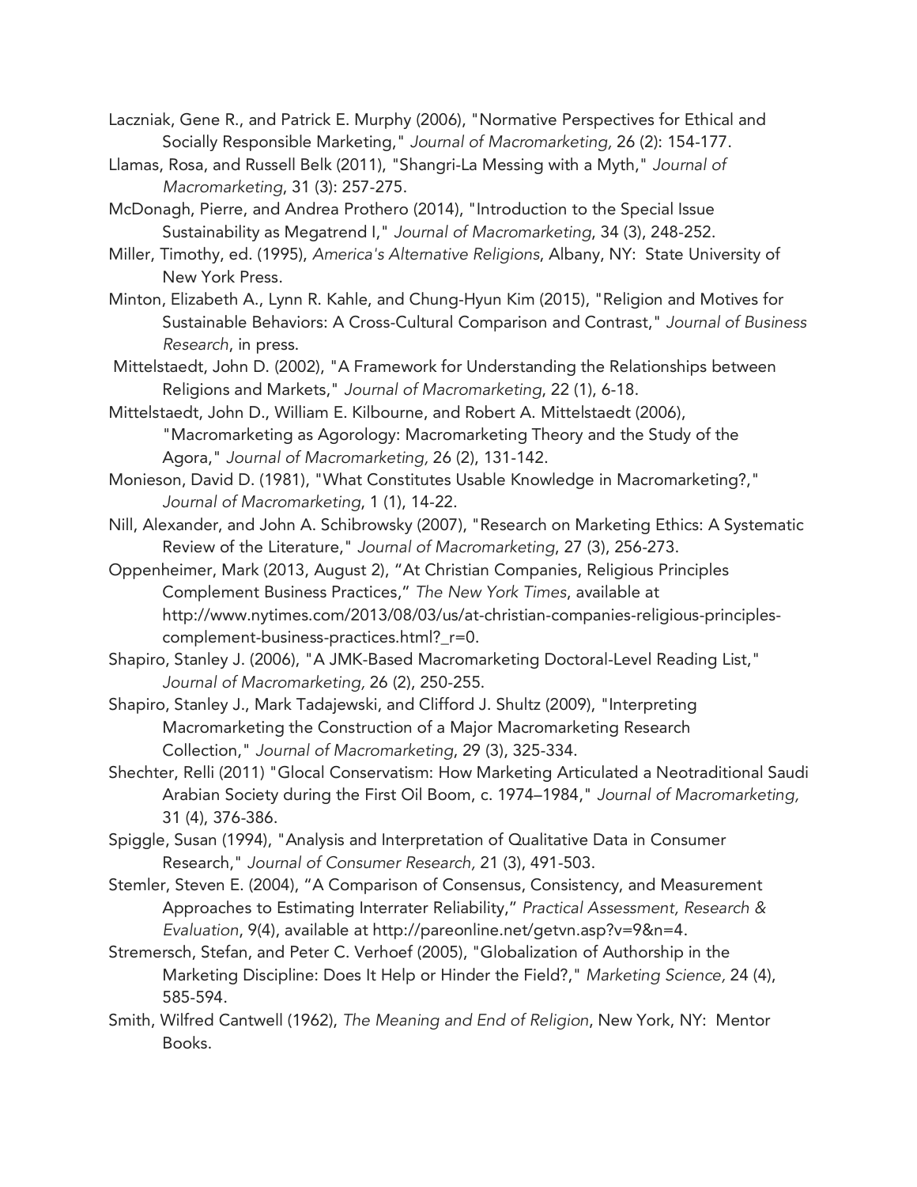Laczniak, Gene R., and Patrick E. Murphy (2006), "Normative Perspectives for Ethical and Socially Responsible Marketing," *Journal of Macromarketing,* 26 (2): 154-177.

Llamas, Rosa, and Russell Belk (2011), "Shangri-La Messing with a Myth," *Journal of Macromarketing*, 31 (3): 257-275.

McDonagh, Pierre, and Andrea Prothero (2014), "Introduction to the Special Issue Sustainability as Megatrend I," *Journal of Macromarketing*, 34 (3), 248-252.

Miller, Timothy, ed. (1995), *America's Alternative Religions*, Albany, NY: State University of New York Press.

Minton, Elizabeth A., Lynn R. Kahle, and Chung-Hyun Kim (2015), "Religion and Motives for Sustainable Behaviors: A Cross-Cultural Comparison and Contrast," *Journal of Business Research*, in press.

Mittelstaedt, John D. (2002), "A Framework for Understanding the Relationships between Religions and Markets," *Journal of Macromarketing*, 22 (1), 6-18.

Mittelstaedt, John D., William E. Kilbourne, and Robert A. Mittelstaedt (2006), "Macromarketing as Agorology: Macromarketing Theory and the Study of the Agora," *Journal of Macromarketing,* 26 (2), 131-142.

Monieson, David D. (1981), "What Constitutes Usable Knowledge in Macromarketing?," *Journal of Macromarketing*, 1 (1), 14-22.

Nill, Alexander, and John A. Schibrowsky (2007), "Research on Marketing Ethics: A Systematic Review of the Literature," *Journal of Macromarketing*, 27 (3), 256-273.

Oppenheimer, Mark (2013, August 2), "At Christian Companies, Religious Principles Complement Business Practices," *The New York Times*, available at http://www.nytimes.com/2013/08/03/us/at-christian-companies-religious-principles-complement-business-practices.html?_r=0.

Shapiro, Stanley J. (2006), "A JMK-Based Macromarketing Doctoral-Level Reading List," *Journal of Macromarketing,* 26 (2), 250-255.

Shapiro, Stanley J., Mark Tadajewski, and Clifford J. Shultz (2009), "Interpreting Macromarketing the Construction of a Major Macromarketing Research Collection," *Journal of Macromarketing*, 29 (3), 325-334.

Shechter, Relli (2011) "Glocal Conservatism: How Marketing Articulated a Neotraditional Saudi Arabian Society during the First Oil Boom, c. 1974–1984," *Journal of Macromarketing,* 31 (4), 376-386.

Spiggle, Susan (1994), "Analysis and Interpretation of Qualitative Data in Consumer Research," *Journal of Consumer Research,* 21 (3), 491-503.

Stemler, Steven E. (2004), "A Comparison of Consensus, Consistency, and Measurement Approaches to Estimating Interrater Reliability," *Practical Assessment, Research & Evaluation*, 9(4), available at http://pareonline.net/getvn.asp?v=9&n=4.

Stremersch, Stefan, and Peter C. Verhoef (2005), "Globalization of Authorship in the Marketing Discipline: Does It Help or Hinder the Field?," *Marketing Science,* 24 (4), 585-594.

Smith, Wilfred Cantwell (1962), *The Meaning and End of Religion*, New York, NY: Mentor Books.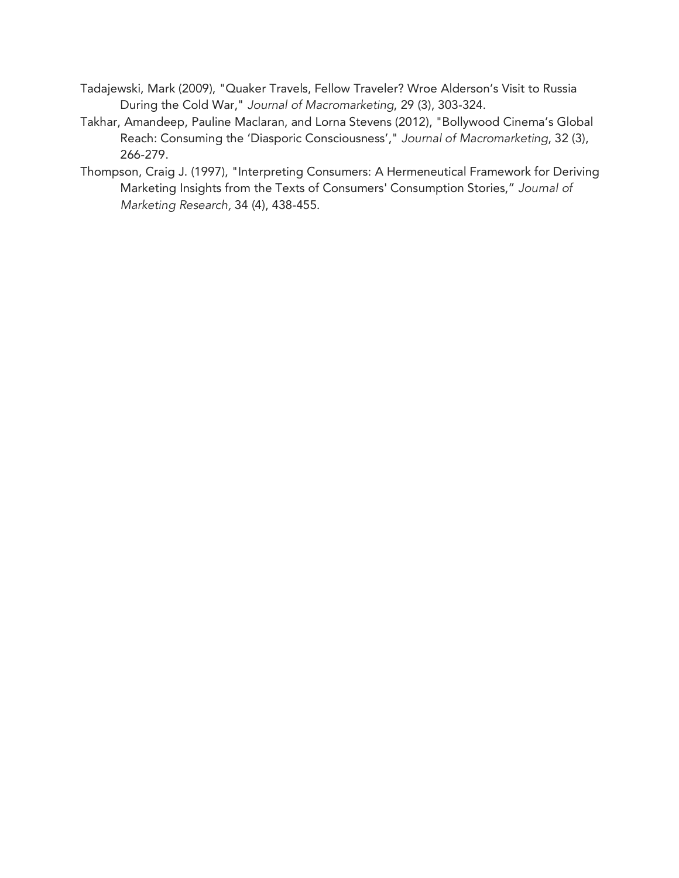Tadajewski, Mark (2009), "Quaker Travels, Fellow Traveler? Wroe Alderson's Visit to Russia During the Cold War," *Journal of Macromarketing*, 29 (3), 303-324.

Takhar, Amandeep, Pauline Maclaran, and Lorna Stevens (2012), "Bollywood Cinema's Global Reach: Consuming the 'Diasporic Consciousness'," *Journal of Macromarketing*, 32 (3), 266-279.

Thompson, Craig J. (1997), "Interpreting Consumers: A Hermeneutical Framework for Deriving Marketing Insights from the Texts of Consumers' Consumption Stories," *Journal of Marketing Research*, 34 (4), 438-455.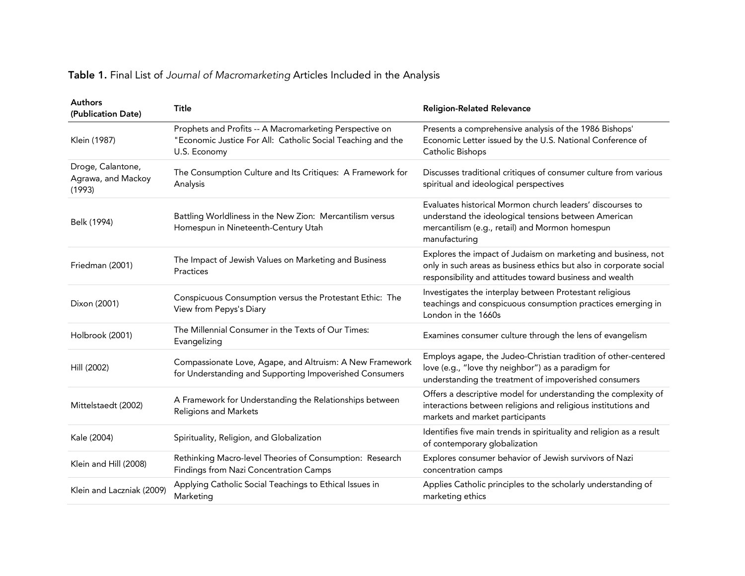**Table 1.** Final List of *Journal of Macromarketing* Articles Included in the Analysis

| Authors (Publication Date) | Title | Religion-Related Relevance |
|---|---|---|
| Klein (1987) | Prophets and Profits -- A Macromarketing Perspective on "Economic Justice For All: Catholic Social Teaching and the U.S. Economy | Presents a comprehensive analysis of the 1986 Bishops' Economic Letter issued by the U.S. National Conference of Catholic Bishops |
| Droge, Calantone, Agrawa, and Mackoy (1993) | The Consumption Culture and Its Critiques: A Framework for Analysis | Discusses traditional critiques of consumer culture from various spiritual and ideological perspectives |
| Belk (1994) | Battling Worldliness in the New Zion: Mercantilism versus Homespun in Nineteenth-Century Utah | Evaluates historical Mormon church leaders' discourses to understand the ideological tensions between American mercantilism (e.g., retail) and Mormon homespun manufacturing |
| Friedman (2001) | The Impact of Jewish Values on Marketing and Business Practices | Explores the impact of Judaism on marketing and business, not only in such areas as business ethics but also in corporate social responsibility and attitudes toward business and wealth |
| Dixon (2001) | Conspicuous Consumption versus the Protestant Ethic: The View from Pepys's Diary | Investigates the interplay between Protestant religious teachings and conspicuous consumption practices emerging in London in the 1660s |
| Holbrook (2001) | The Millennial Consumer in the Texts of Our Times: Evangelizing | Examines consumer culture through the lens of evangelism |
| Hill (2002) | Compassionate Love, Agape, and Altruism: A New Framework for Understanding and Supporting Impoverished Consumers | Employs agape, the Judeo-Christian tradition of other-centered love (e.g., "love thy neighbor") as a paradigm for understanding the treatment of impoverished consumers |
| Mittelstaedt (2002) | A Framework for Understanding the Relationships between Religions and Markets | Offers a descriptive model for understanding the complexity of interactions between religions and religious institutions and markets and market participants |
| Kale (2004) | Spirituality, Religion, and Globalization | Identifies five main trends in spirituality and religion as a result of contemporary globalization |
| Klein and Hill (2008) | Rethinking Macro-level Theories of Consumption: Research Findings from Nazi Concentration Camps | Explores consumer behavior of Jewish survivors of Nazi concentration camps |
| Klein and Laczniak (2009) | Applying Catholic Social Teachings to Ethical Issues in Marketing | Applies Catholic principles to the scholarly understanding of marketing ethics |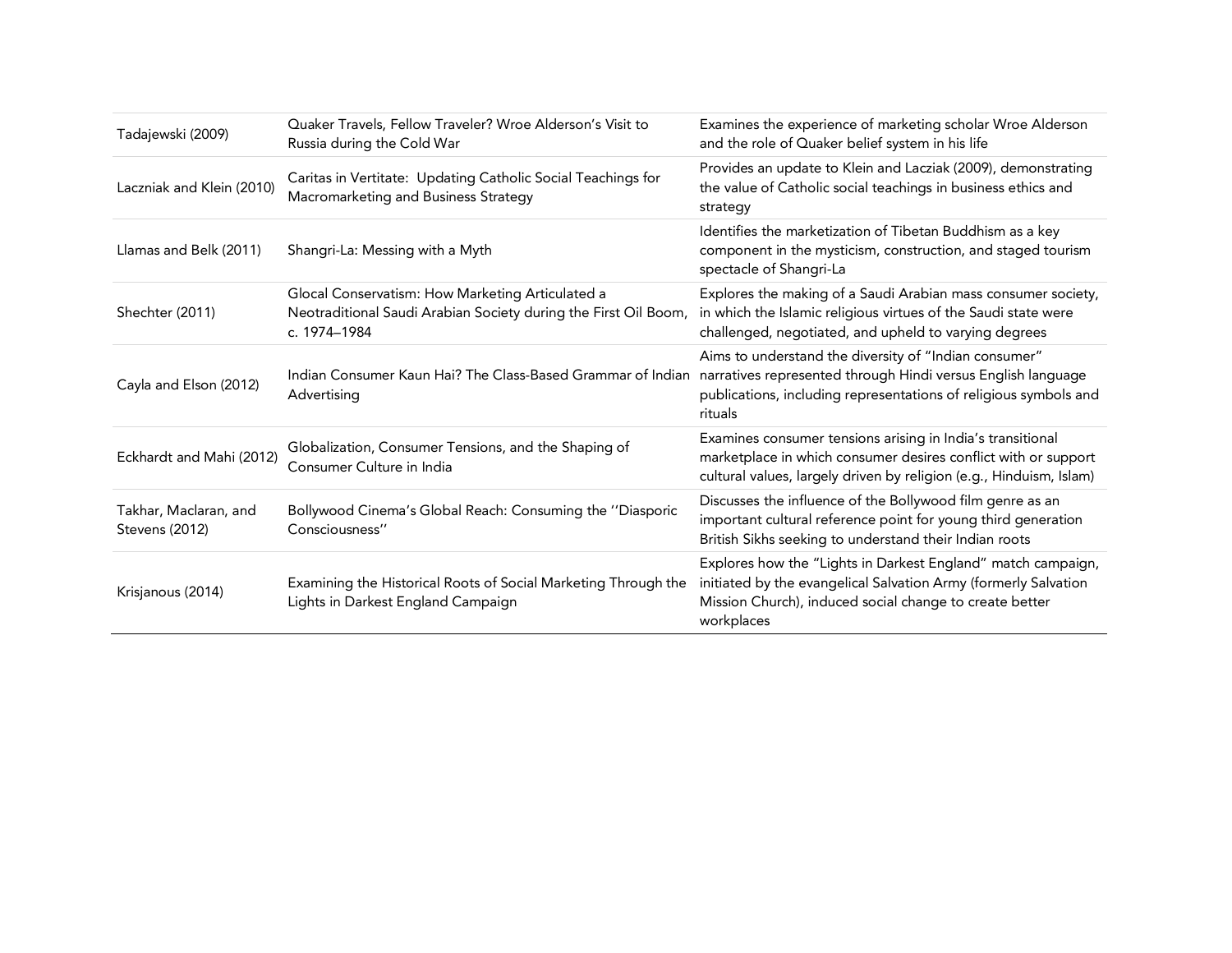| | | |
|---|---|---|
| Tadajewski (2009) | Quaker Travels, Fellow Traveler? Wroe Alderson's Visit to Russia during the Cold War | Examines the experience of marketing scholar Wroe Alderson and the role of Quaker belief system in his life |
| Laczniak and Klein (2010) | Caritas in Vertitate: Updating Catholic Social Teachings for Macromarketing and Business Strategy | Provides an update to Klein and Lacziak (2009), demonstrating the value of Catholic social teachings in business ethics and strategy |
| Llamas and Belk (2011) | Shangri-La: Messing with a Myth | Identifies the marketization of Tibetan Buddhism as a key component in the mysticism, construction, and staged tourism spectacle of Shangri-La |
| Shechter (2011) | Glocal Conservatism: How Marketing Articulated a Neotraditional Saudi Arabian Society during the First Oil Boom, c. 1974–1984 | Explores the making of a Saudi Arabian mass consumer society, in which the Islamic religious virtues of the Saudi state were challenged, negotiated, and upheld to varying degrees |
| Cayla and Elson (2012) | Indian Consumer Kaun Hai? The Class-Based Grammar of Indian Advertising | Aims to understand the diversity of "Indian consumer" narratives represented through Hindi versus English language publications, including representations of religious symbols and rituals |
| Eckhardt and Mahi (2012) | Globalization, Consumer Tensions, and the Shaping of Consumer Culture in India | Examines consumer tensions arising in India's transitional marketplace in which consumer desires conflict with or support cultural values, largely driven by religion (e.g., Hinduism, Islam) |
| Takhar, Maclaran, and Stevens (2012) | Bollywood Cinema's Global Reach: Consuming the ''Diasporic Consciousness'' | Discusses the influence of the Bollywood film genre as an important cultural reference point for young third generation British Sikhs seeking to understand their Indian roots |
| Krisjanous (2014) | Examining the Historical Roots of Social Marketing Through the Lights in Darkest England Campaign | Explores how the "Lights in Darkest England" match campaign, initiated by the evangelical Salvation Army (formerly Salvation Mission Church), induced social change to create better workplaces |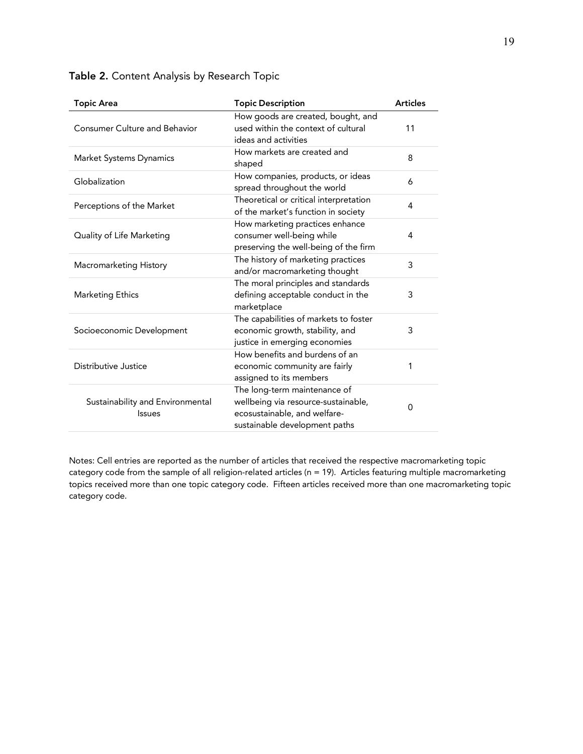**Table 2.** Content Analysis by Research Topic

| Topic Area | Topic Description | Articles |
|---|---|---|
| Consumer Culture and Behavior | How goods are created, bought, and used within the context of cultural ideas and activities | 11 |
| Market Systems Dynamics | How markets are created and shaped | 8 |
| Globalization | How companies, products, or ideas spread throughout the world | 6 |
| Perceptions of the Market | Theoretical or critical interpretation of the market's function in society | 4 |
| Quality of Life Marketing | How marketing practices enhance consumer well-being while preserving the well-being of the firm | 4 |
| Macromarketing History | The history of marketing practices and/or macromarketing thought | 3 |
| Marketing Ethics | The moral principles and standards defining acceptable conduct in the marketplace | 3 |
| Socioeconomic Development | The capabilities of markets to foster economic growth, stability, and justice in emerging economies | 3 |
| Distributive Justice | How benefits and burdens of an economic community are fairly assigned to its members | 1 |
| Sustainability and Environmental Issues | The long-term maintenance of wellbeing via resource-sustainable, ecosustainable, and welfare-sustainable development paths | 0 |

Notes: Cell entries are reported as the number of articles that received the respective macromarketing topic category code from the sample of all religion-related articles (n = 19). Articles featuring multiple macromarketing topics received more than one topic category code. Fifteen articles received more than one macromarketing topic category code.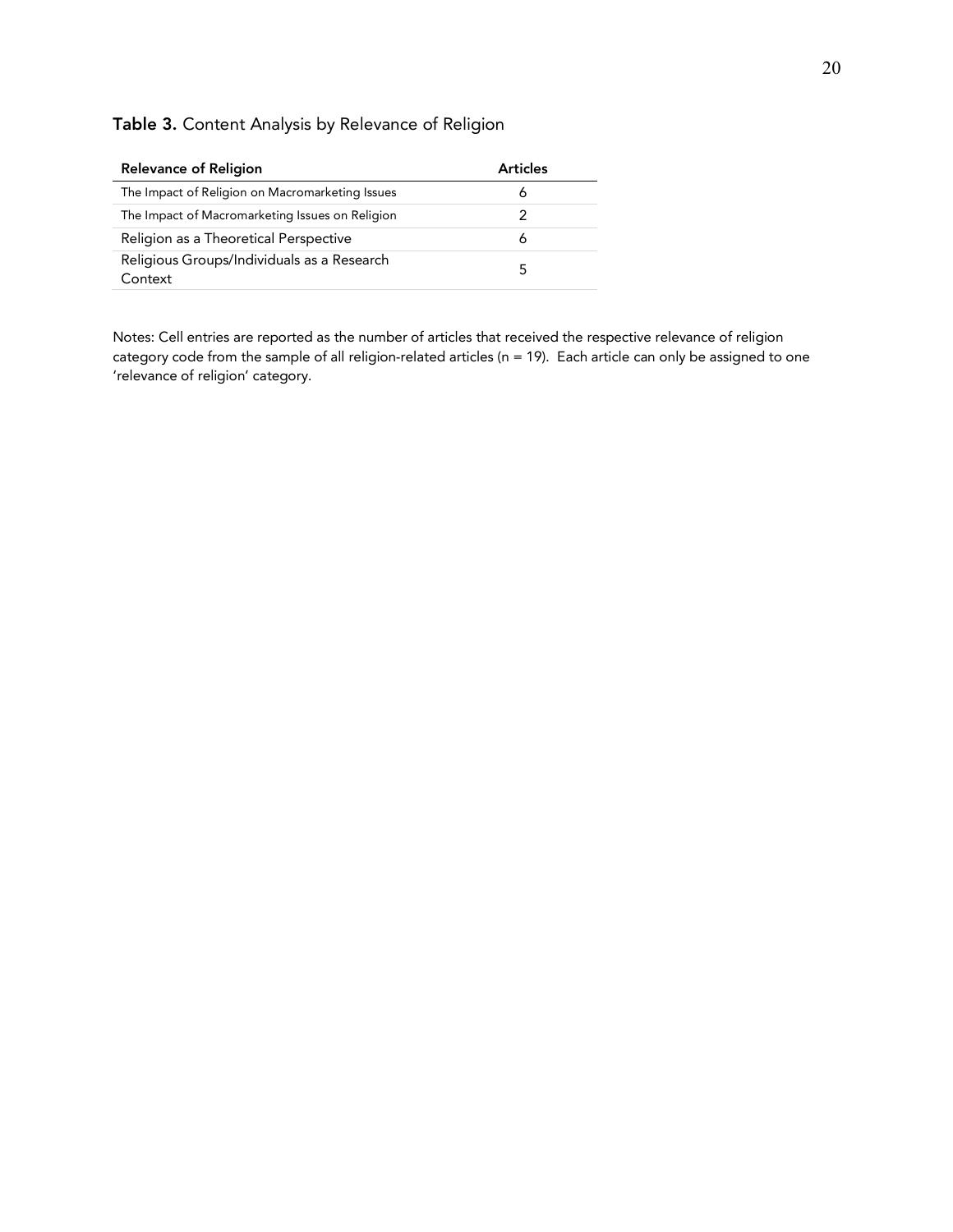**Table 3.** Content Analysis by Relevance of Religion

| Relevance of Religion | Articles |
|---|---|
| The Impact of Religion on Macromarketing Issues | 6 |
| The Impact of Macromarketing Issues on Religion | 2 |
| Religion as a Theoretical Perspective | 6 |
| Religious Groups/Individuals as a Research Context | 5 |

Notes: Cell entries are reported as the number of articles that received the respective relevance of religion category code from the sample of all religion-related articles (n = 19). Each article can only be assigned to one 'relevance of religion' category.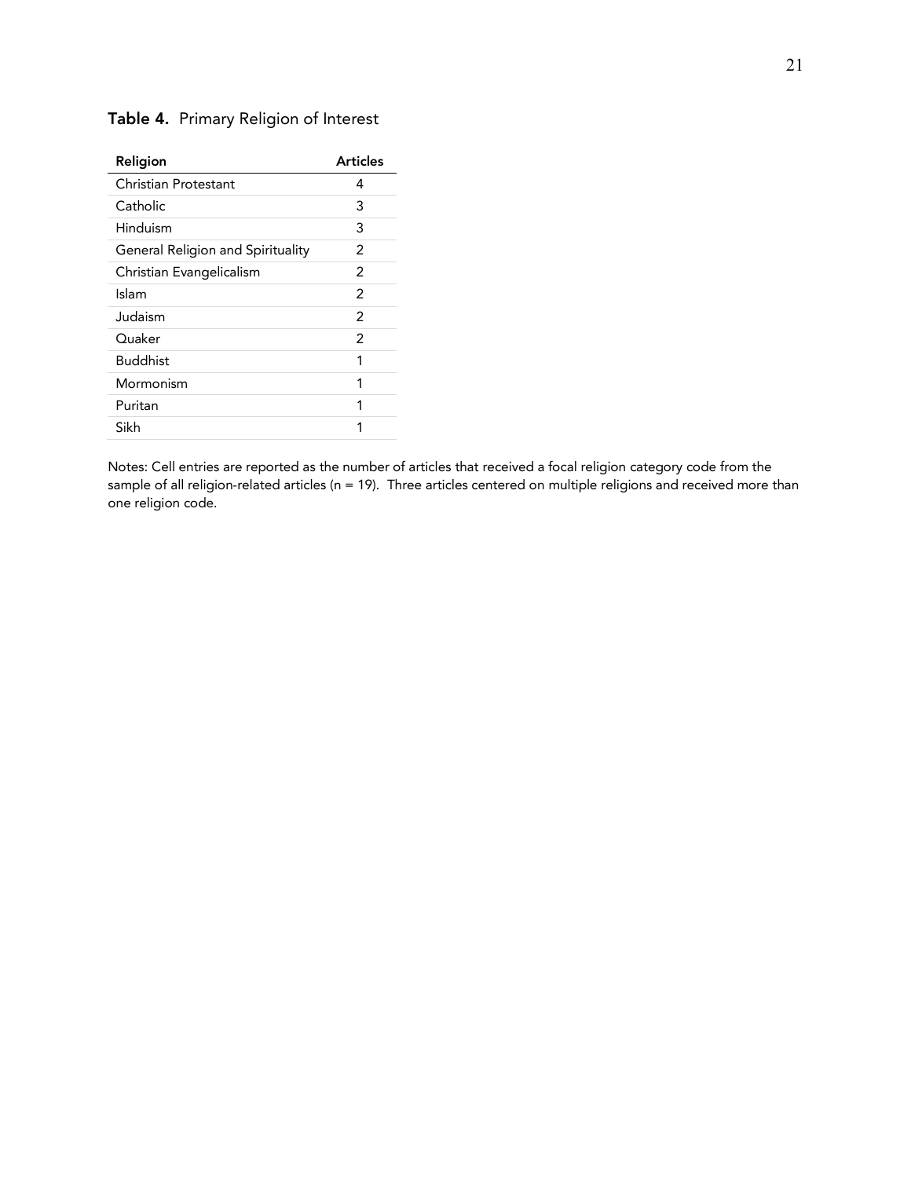**Table 4.** Primary Religion of Interest

| Religion | Articles |
|---|---|
| Christian Protestant | 4 |
| Catholic | 3 |
| Hinduism | 3 |
| General Religion and Spirituality | 2 |
| Christian Evangelicalism | 2 |
| Islam | 2 |
| Judaism | 2 |
| Quaker | 2 |
| Buddhist | 1 |
| Mormonism | 1 |
| Puritan | 1 |
| Sikh | 1 |

Notes: Cell entries are reported as the number of articles that received a focal religion category code from the sample of all religion-related articles (n = 19). Three articles centered on multiple religions and received more than one religion code.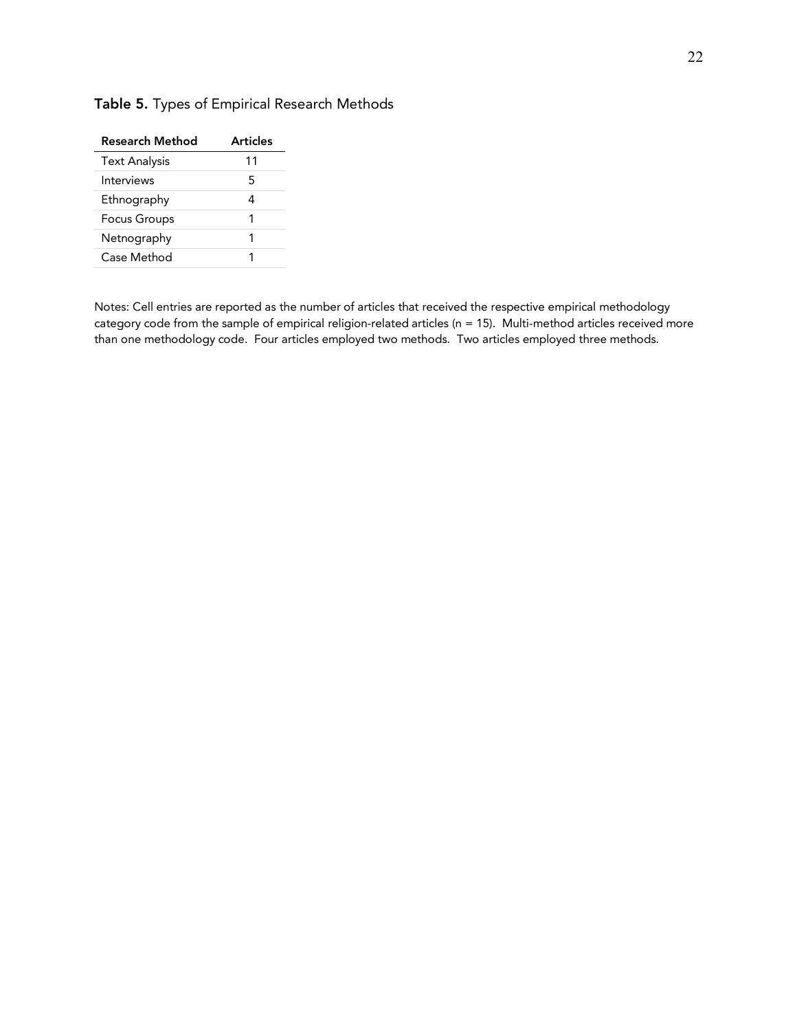**Table 5.** Types of Empirical Research Methods

| Research Method | Articles |
|---|---|
| Text Analysis | 11 |
| Interviews | 5 |
| Ethnography | 4 |
| Focus Groups | 1 |
| Netnography | 1 |
| Case Method | 1 |

Notes: Cell entries are reported as the number of articles that received the respective empirical methodology category code from the sample of empirical religion-related articles (n = 15). Multi-method articles received more than one methodology code. Four articles employed two methods. Two articles employed three methods.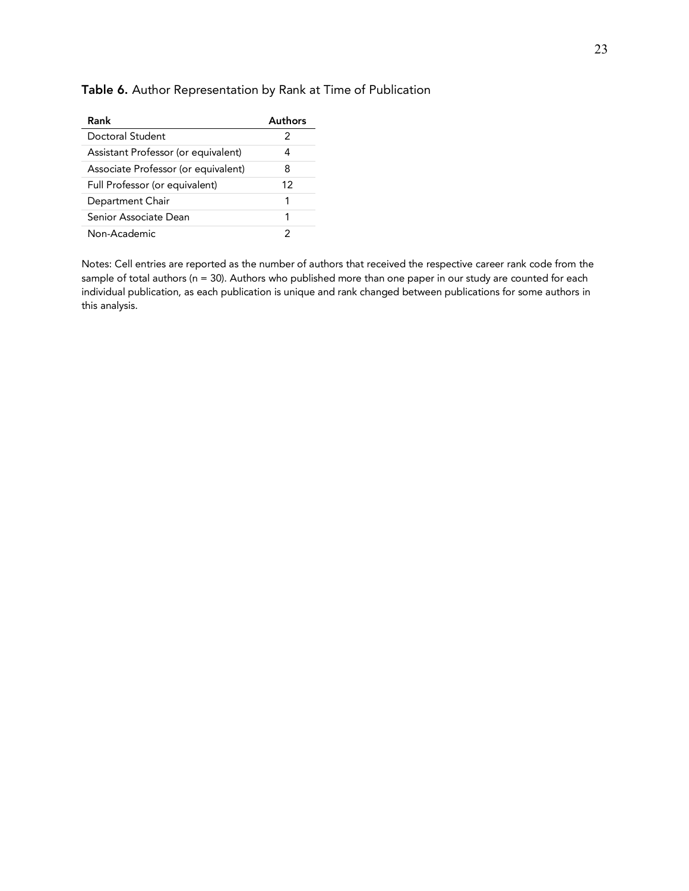**Table 6.** Author Representation by Rank at Time of Publication

| Rank | Authors |
|---|---|
| Doctoral Student | 2 |
| Assistant Professor (or equivalent) | 4 |
| Associate Professor (or equivalent) | 8 |
| Full Professor (or equivalent) | 12 |
| Department Chair | 1 |
| Senior Associate Dean | 1 |
| Non-Academic | 2 |

Notes: Cell entries are reported as the number of authors that received the respective career rank code from the sample of total authors (n = 30). Authors who published more than one paper in our study are counted for each individual publication, as each publication is unique and rank changed between publications for some authors in this analysis.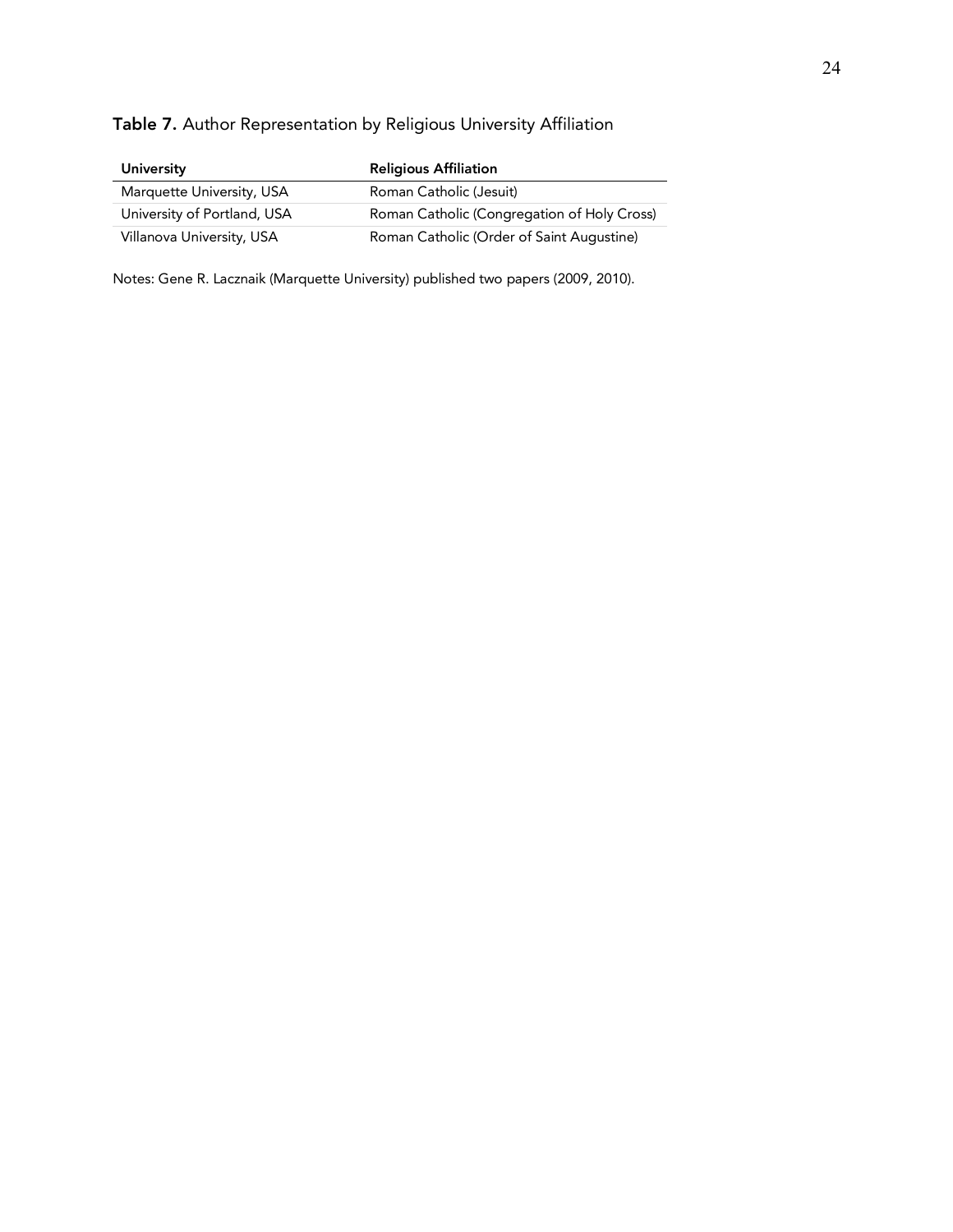**Table 7.** Author Representation by Religious University Affiliation

| University | Religious Affiliation |
|---|---|
| Marquette University, USA | Roman Catholic (Jesuit) |
| University of Portland, USA | Roman Catholic (Congregation of Holy Cross) |
| Villanova University, USA | Roman Catholic (Order of Saint Augustine) |

Notes: Gene R. Laczniak (Marquette University) published two papers (2009, 2010).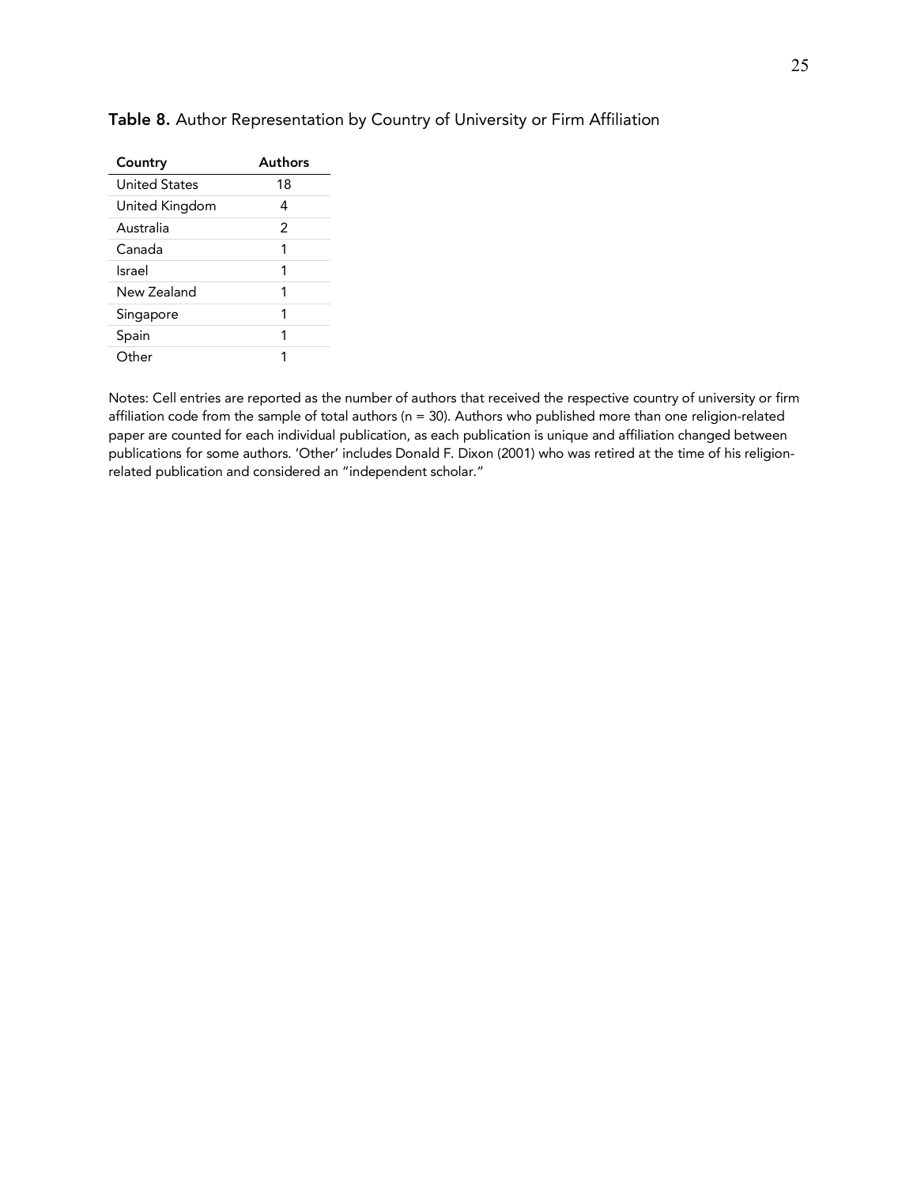**Table 8.** Author Representation by Country of University or Firm Affiliation

| Country | Authors |
|---|---|
| United States | 18 |
| United Kingdom | 4 |
| Australia | 2 |
| Canada | 1 |
| Israel | 1 |
| New Zealand | 1 |
| Singapore | 1 |
| Spain | 1 |
| Other | 1 |

Notes: Cell entries are reported as the number of authors that received the respective country of university or firm affiliation code from the sample of total authors (n = 30). Authors who published more than one religion-related paper are counted for each individual publication, as each publication is unique and affiliation changed between publications for some authors. 'Other' includes Donald F. Dixon (2001) who was retired at the time of his religion-related publication and considered an "independent scholar."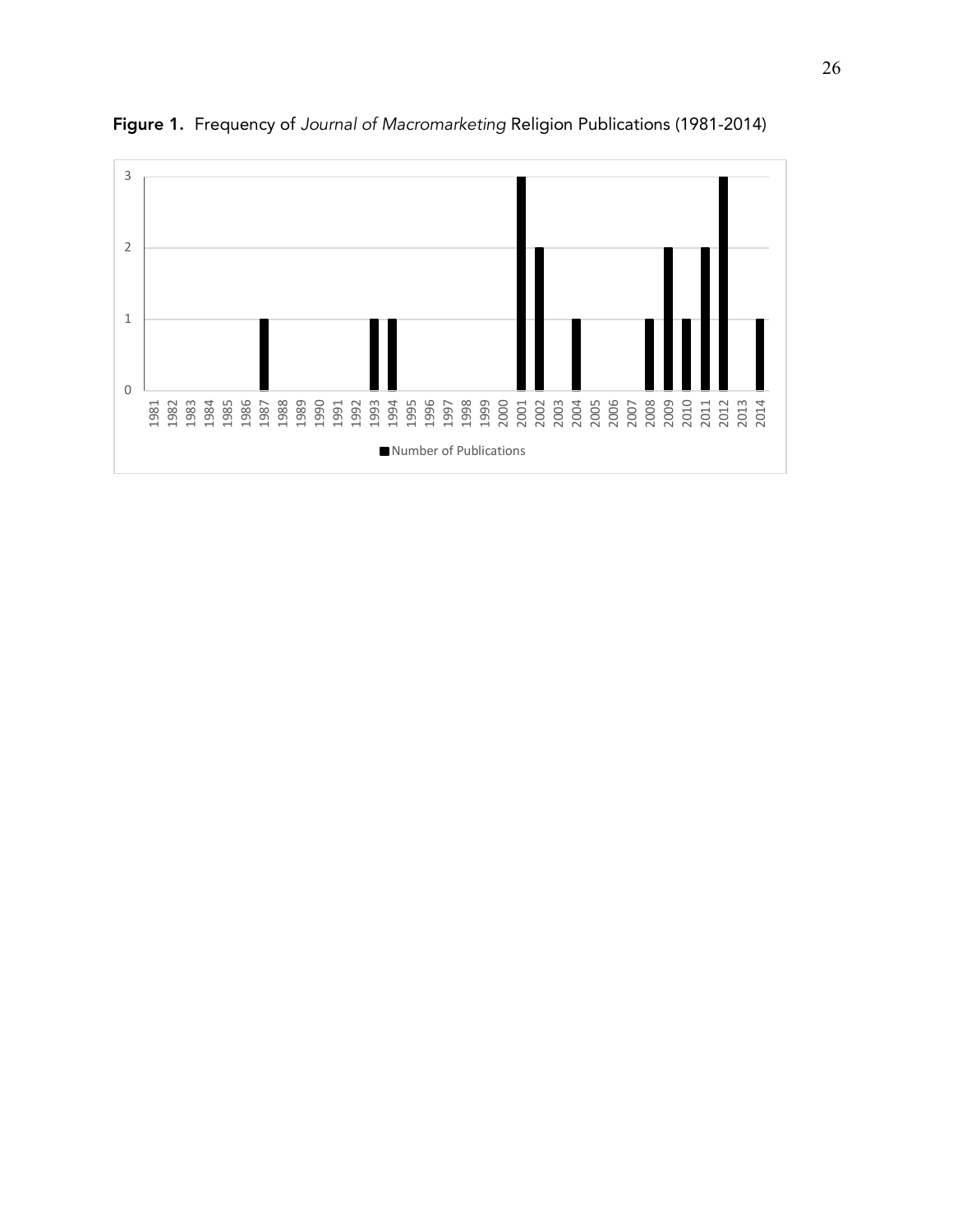**Figure 1.** Frequency of *Journal of Macromarketing* Religion Publications (1981-2014)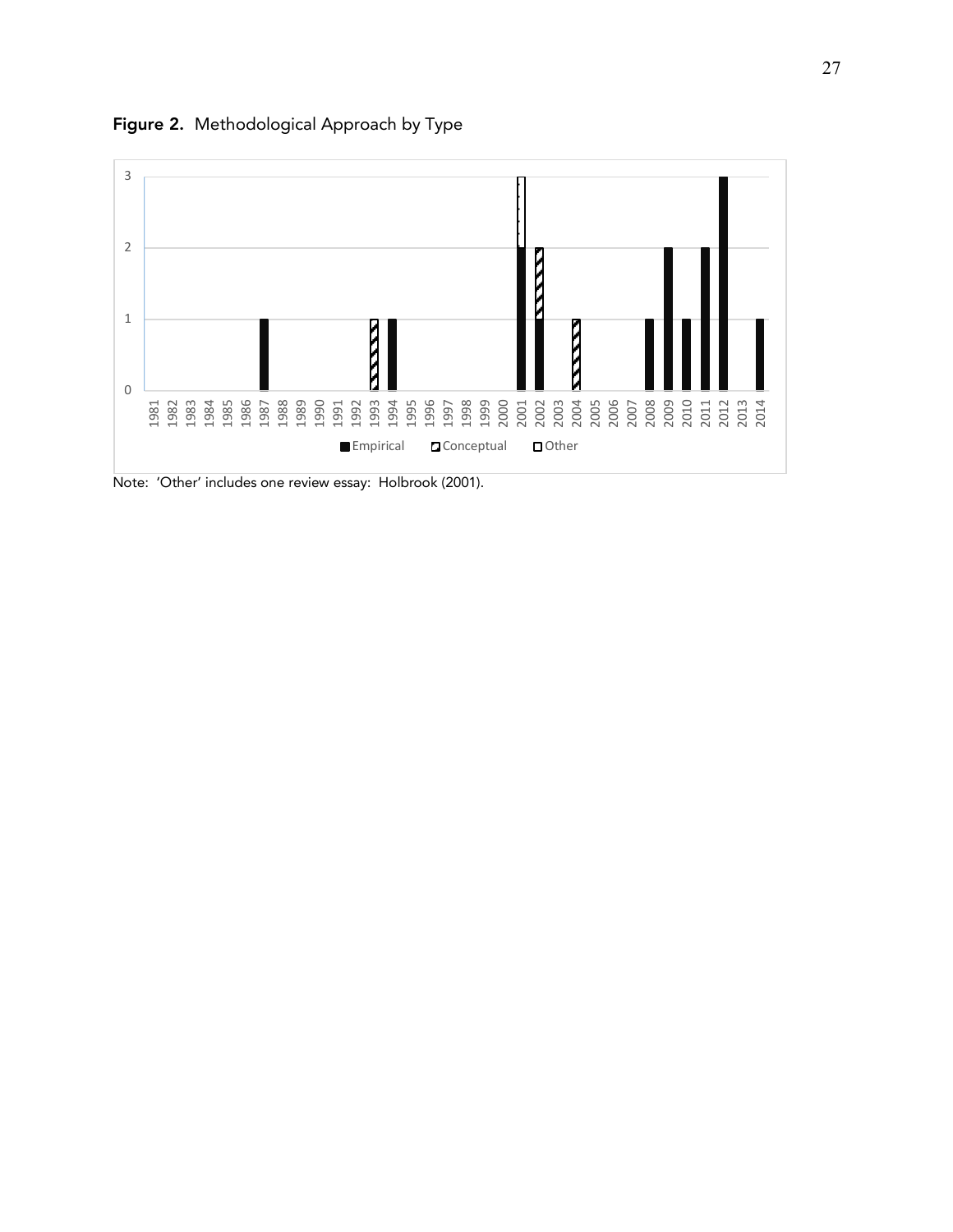**Figure 2.** Methodological Approach by Type

3
2
1
0

1981 1982 1983 1984 1985 1986 1987 1988 1989 1990 1991 1992 1993 1994 1995 1996 1997 1998 1999 2000 2001 2002 2003 2004 2005 2006 2007 2008 2009 2010 2011 2012 2013 2014

Empirical Conceptual Other

Note: 'Other' includes one review essay: Holbrook (2001).